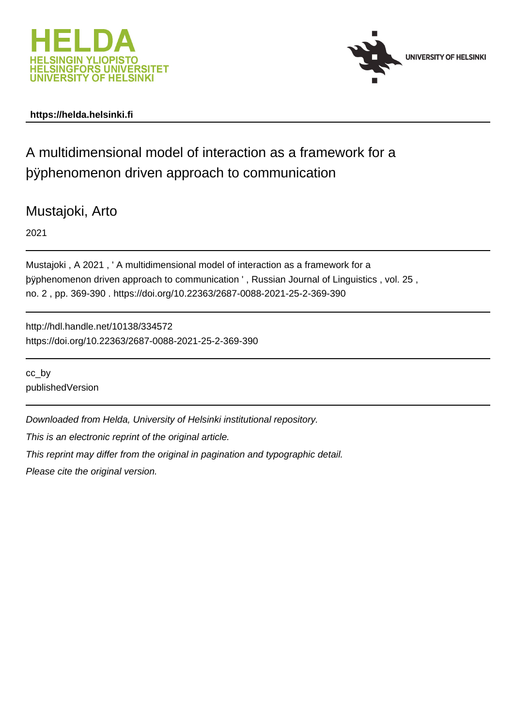https://helda.helsinki.fi

# A multidimensional model of interaction as a framework for a þÿphenomenon driven approach to communication

Mustajoki, Arto

2021

Mustajoki , A 2021 , ' A multidimensional model of interaction as a framework for a þÿphenomenon driven approach to communication ' , Russian Journal of Linguistics , vol. 25 , no. 2 , pp. 369-390 . https://doi.org/10.22363/2687-0088-2021-25-2-369-390

http://hdl.handle.net/10138/334572
https://doi.org/10.22363/2687-0088-2021-25-2-369-390

cc_by
publishedVersion

*Downloaded from Helda, University of Helsinki institutional repository.*

*This is an electronic reprint of the original article.*

*This reprint may differ from the original in pagination and typographic detail.*

*Please cite the original version.*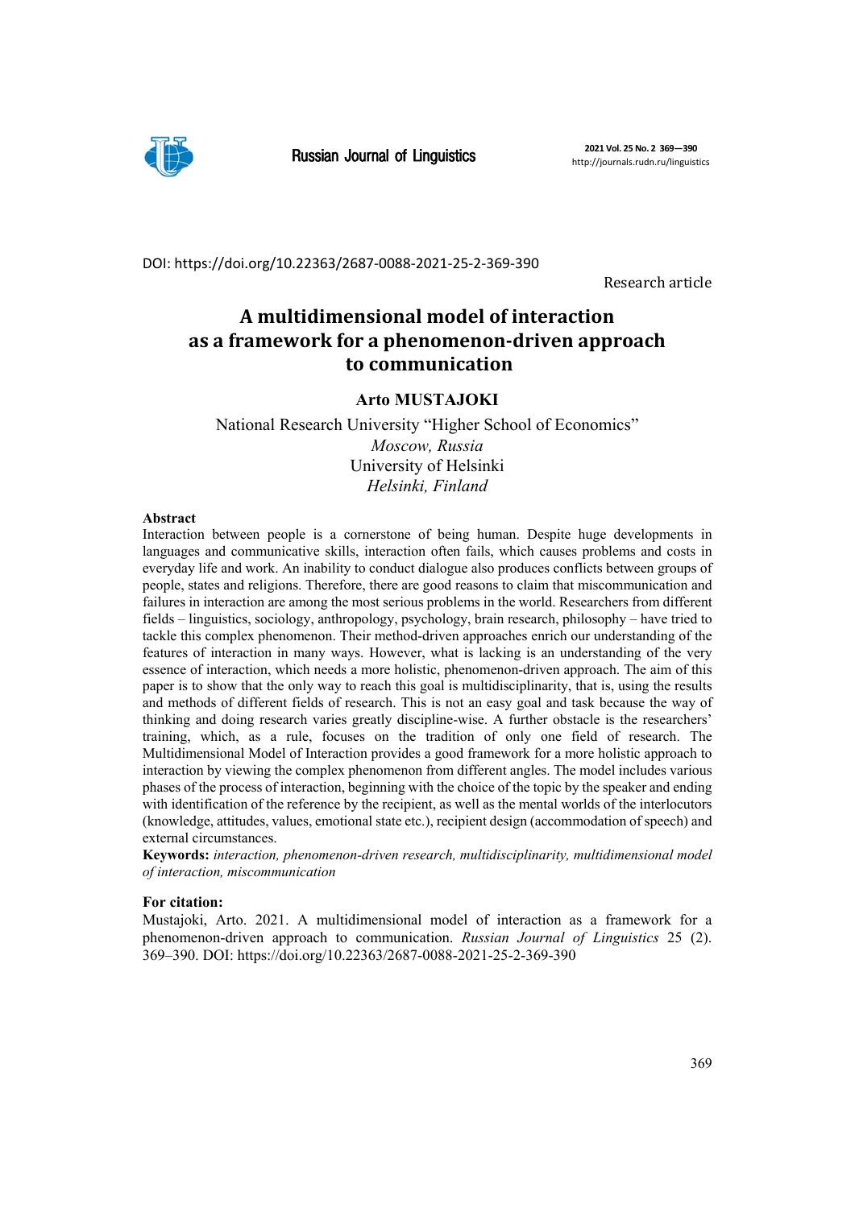DOI: https://doi.org/10.22363/2687-0088-2021-25-2-369-390

Research article

# A multidimensional model of interaction as a framework for a phenomenon-driven approach to communication

**Arto MUSTAJOKI**

National Research University "Higher School of Economics"
*Moscow, Russia*
University of Helsinki
*Helsinki, Finland*

**Abstract**

Interaction between people is a cornerstone of being human. Despite huge developments in languages and communicative skills, interaction often fails, which causes problems and costs in everyday life and work. An inability to conduct dialogue also produces conflicts between groups of people, states and religions. Therefore, there are good reasons to claim that miscommunication and failures in interaction are among the most serious problems in the world. Researchers from different fields – linguistics, sociology, anthropology, psychology, brain research, philosophy – have tried to tackle this complex phenomenon. Their method-driven approaches enrich our understanding of the features of interaction in many ways. However, what is lacking is an understanding of the very essence of interaction, which needs a more holistic, phenomenon-driven approach. The aim of this paper is to show that the only way to reach this goal is multidisciplinarity, that is, using the results and methods of different fields of research. This is not an easy goal and task because the way of thinking and doing research varies greatly discipline-wise. A further obstacle is the researchers' training, which, as a rule, focuses on the tradition of only one field of research. The Multidimensional Model of Interaction provides a good framework for a more holistic approach to interaction by viewing the complex phenomenon from different angles. The model includes various phases of the process of interaction, beginning with the choice of the topic by the speaker and ending with identification of the reference by the recipient, as well as the mental worlds of the interlocutors (knowledge, attitudes, values, emotional state etc.), recipient design (accommodation of speech) and external circumstances.

**Keywords:** *interaction, phenomenon-driven research, multidisciplinarity, multidimensional model of interaction, miscommunication*

**For citation:**

Mustajoki, Arto. 2021. A multidimensional model of interaction as a framework for a phenomenon-driven approach to communication. *Russian Journal of Linguistics* 25 (2). 369–390. DOI: https://doi.org/10.22363/2687-0088-2021-25-2-369-390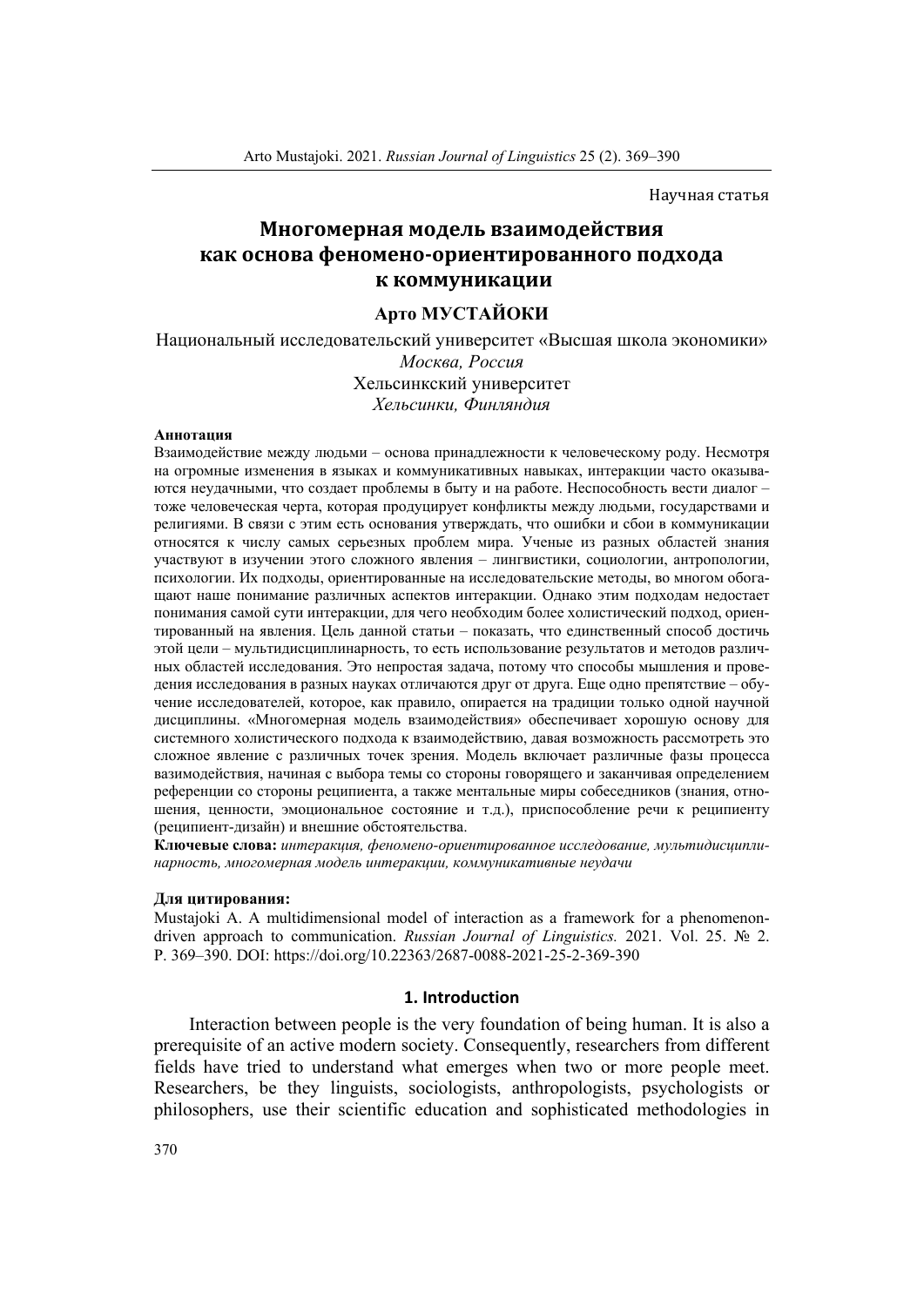Научная статья

# Многомерная модель взаимодействия как основа феномено-ориентированного подхода к коммуникации

**Арто МУСТАЙОКИ**

Национальный исследовательский университет «Высшая школа экономики»
*Москва, Россия*
Хельсинкский университет
*Хельсинки, Финляндия*

**Аннотация**

Взаимодействие между людьми – основа принадлежности к человеческому роду. Несмотря на огромные изменения в языках и коммуникативных навыках, интеракции часто оказываются неудачными, что создает проблемы в быту и на работе. Неспособность вести диалог – тоже человеческая черта, которая продуцирует конфликты между людьми, государствами и религиями. В связи с этим есть основания утверждать, что ошибки и сбои в коммуникации относятся к числу самых серьезных проблем мира. Ученые из разных областей знания участвуют в изучении этого сложного явления – лингвистики, социологии, антропологии, психологии. Их подходы, ориентированные на исследовательские методы, во многом обогащают наше понимание различных аспектов интеракции. Однако этим подходам недостает понимания самой сути интеракции, для чего необходим более холистический подход, ориентированный на явления. Цель данной статьи – показать, что единственный способ достичь этой цели – мультидисциплинарность, то есть использование результатов и методов различных областей исследования. Это непростая задача, потому что способы мышления и проведения исследования в разных науках отличаются друг от друга. Еще одно препятствие – обучение исследователей, которое, как правило, опирается на традиции только одной научной дисциплины. «Многомерная модель взаимодействия» обеспечивает хорошую основу для системного холистического подхода к взаимодействию, давая возможность рассмотреть это сложное явление с различных точек зрения. Модель включает различные фазы процесса вазимодействия, начиная с выбора темы со стороны говорящего и заканчивая определением референции со стороны реципиента, а также ментальные миры собеседников (знания, отношения, ценности, эмоциональное состояние и т.д.), приспособление речи к реципиенту (реципиент-дизайн) и внешние обстоятельства.

**Ключевые слова:** *интеракция, феномено-ориентированное исследование, мультидисциплинарность, многомерная модель интеракции, коммуникативные неудачи*

**Для цитирования:**

Mustajoki A. A multidimensional model of interaction as a framework for a phenomenon-driven approach to communication. *Russian Journal of Linguistics.* 2021. Vol. 25. № 2. P. 369–390. DOI: https://doi.org/10.22363/2687-0088-2021-25-2-369-390

## 1. Introduction

Interaction between people is the very foundation of being human. It is also a prerequisite of an active modern society. Consequently, researchers from different fields have tried to understand what emerges when two or more people meet. Researchers, be they linguists, sociologists, anthropologists, psychologists or philosophers, use their scientific education and sophisticated methodologies in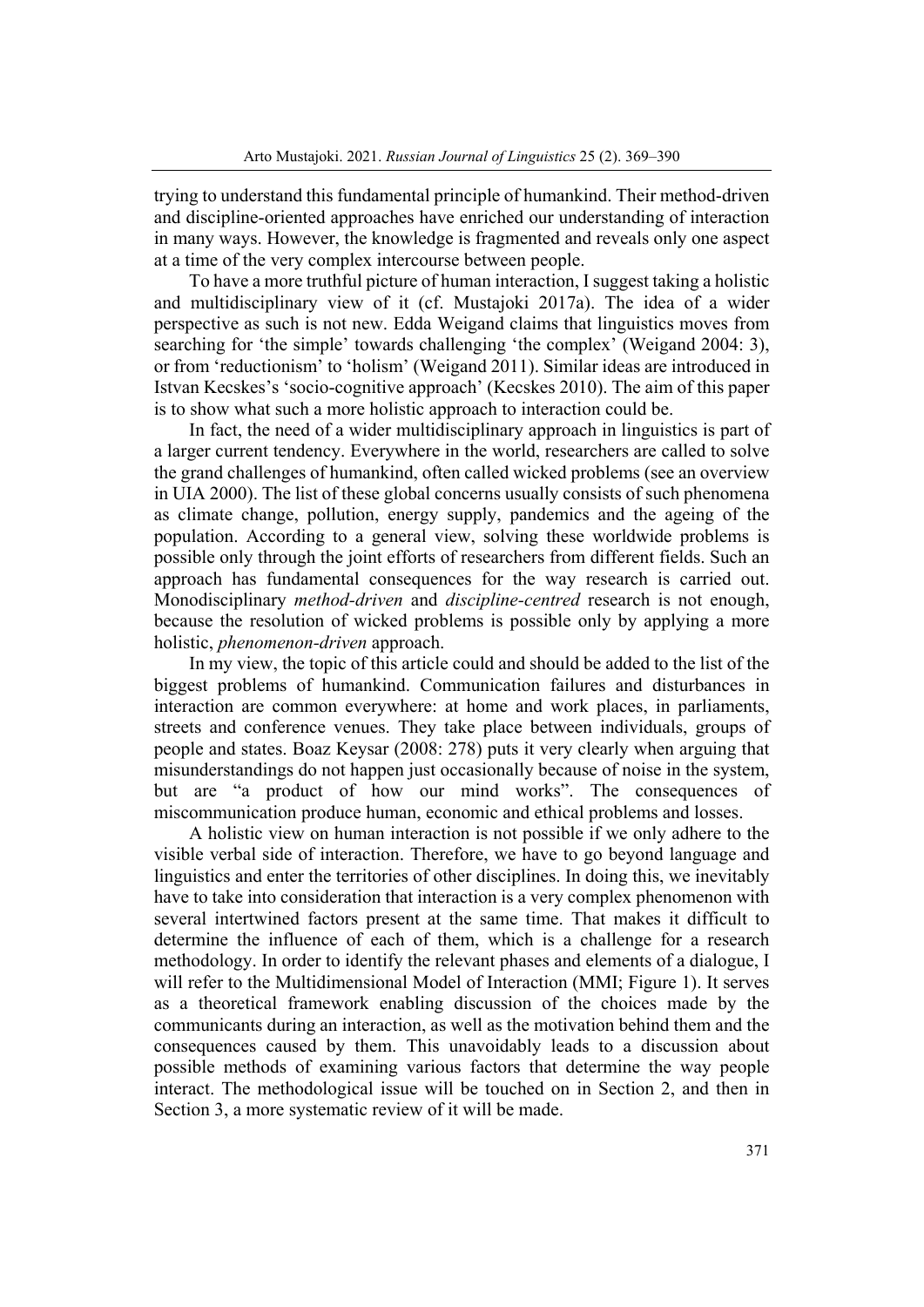trying to understand this fundamental principle of humankind. Their method-driven and discipline-oriented approaches have enriched our understanding of interaction in many ways. However, the knowledge is fragmented and reveals only one aspect at a time of the very complex intercourse between people.

To have a more truthful picture of human interaction, I suggest taking a holistic and multidisciplinary view of it (cf. Mustajoki 2017a). The idea of a wider perspective as such is not new. Edda Weigand claims that linguistics moves from searching for 'the simple' towards challenging 'the complex' (Weigand 2004: 3), or from 'reductionism' to 'holism' (Weigand 2011). Similar ideas are introduced in Istvan Kecskes's 'socio-cognitive approach' (Kecskes 2010). The aim of this paper is to show what such a more holistic approach to interaction could be.

In fact, the need of a wider multidisciplinary approach in linguistics is part of a larger current tendency. Everywhere in the world, researchers are called to solve the grand challenges of humankind, often called wicked problems (see an overview in UIA 2000). The list of these global concerns usually consists of such phenomena as climate change, pollution, energy supply, pandemics and the ageing of the population. According to a general view, solving these worldwide problems is possible only through the joint efforts of researchers from different fields. Such an approach has fundamental consequences for the way research is carried out. Monodisciplinary *method-driven* and *discipline-centred* research is not enough, because the resolution of wicked problems is possible only by applying a more holistic, *phenomenon-driven* approach.

In my view, the topic of this article could and should be added to the list of the biggest problems of humankind. Communication failures and disturbances in interaction are common everywhere: at home and work places, in parliaments, streets and conference venues. They take place between individuals, groups of people and states. Boaz Keysar (2008: 278) puts it very clearly when arguing that misunderstandings do not happen just occasionally because of noise in the system, but are "a product of how our mind works". The consequences of miscommunication produce human, economic and ethical problems and losses.

A holistic view on human interaction is not possible if we only adhere to the visible verbal side of interaction. Therefore, we have to go beyond language and linguistics and enter the territories of other disciplines. In doing this, we inevitably have to take into consideration that interaction is a very complex phenomenon with several intertwined factors present at the same time. That makes it difficult to determine the influence of each of them, which is a challenge for a research methodology. In order to identify the relevant phases and elements of a dialogue, I will refer to the Multidimensional Model of Interaction (MMI; Figure 1). It serves as a theoretical framework enabling discussion of the choices made by the communicants during an interaction, as well as the motivation behind them and the consequences caused by them. This unavoidably leads to a discussion about possible methods of examining various factors that determine the way people interact. The methodological issue will be touched on in Section 2, and then in Section 3, a more systematic review of it will be made.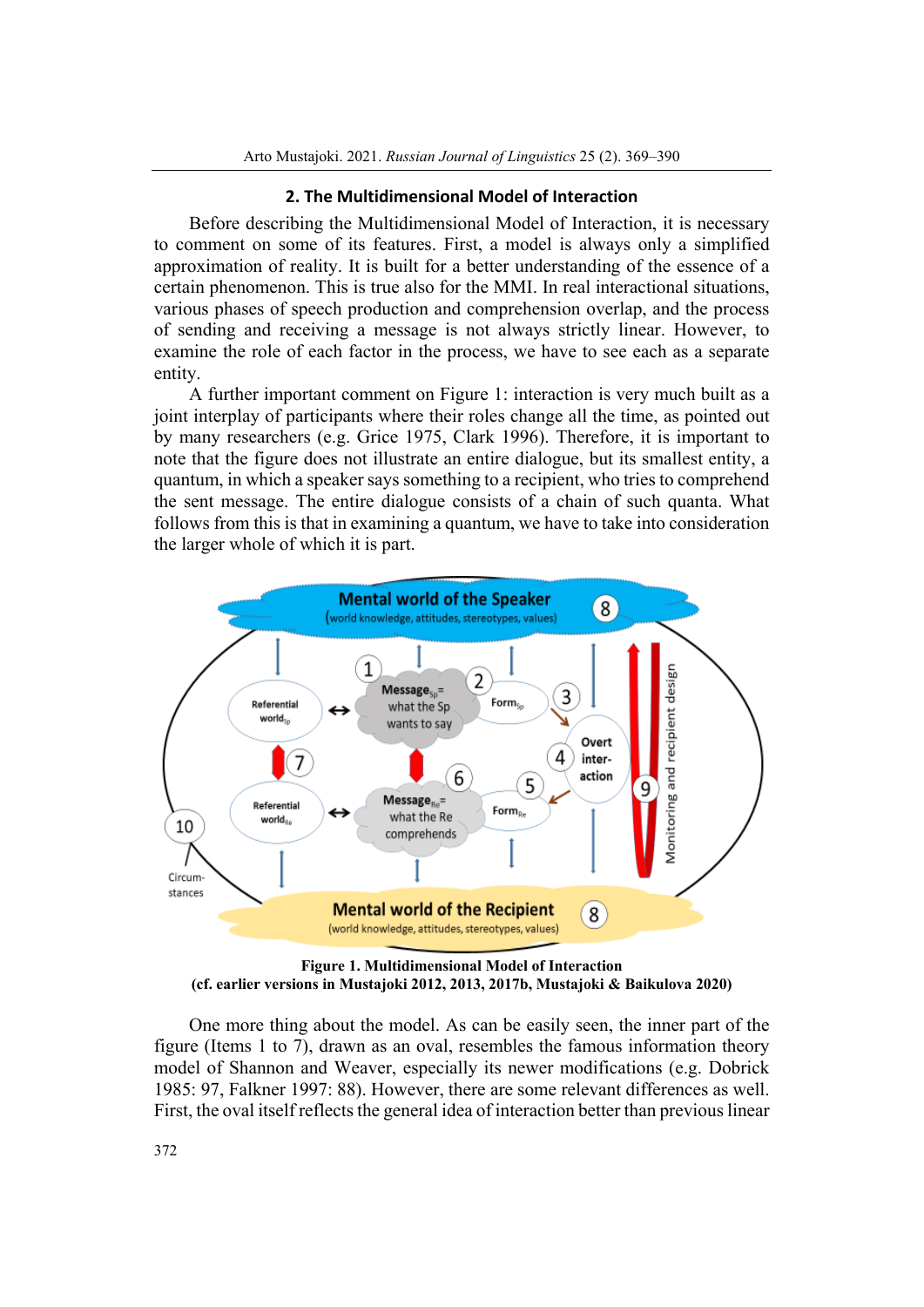## 2. The Multidimensional Model of Interaction

Before describing the Multidimensional Model of Interaction, it is necessary to comment on some of its features. First, a model is always only a simplified approximation of reality. It is built for a better understanding of the essence of a certain phenomenon. This is true also for the MMI. In real interactional situations, various phases of speech production and comprehension overlap, and the process of sending and receiving a message is not always strictly linear. However, to examine the role of each factor in the process, we have to see each as a separate entity.

A further important comment on Figure 1: interaction is very much built as a joint interplay of participants where their roles change all the time, as pointed out by many researchers (e.g. Grice 1975, Clark 1996). Therefore, it is important to note that the figure does not illustrate an entire dialogue, but its smallest entity, a quantum, in which a speaker says something to a recipient, who tries to comprehend the sent message. The entire dialogue consists of a chain of such quanta. What follows from this is that in examining a quantum, we have to take into consideration the larger whole of which it is part.

**Figure 1. Multidimensional Model of Interaction**
**(cf. earlier versions in Mustajoki 2012, 2013, 2017b, Mustajoki & Baikulova 2020)**

One more thing about the model. As can be easily seen, the inner part of the figure (Items 1 to 7), drawn as an oval, resembles the famous information theory model of Shannon and Weaver, especially its newer modifications (e.g. Dobrick 1985: 97, Falkner 1997: 88). However, there are some relevant differences as well. First, the oval itself reflects the general idea of interaction better than previous linear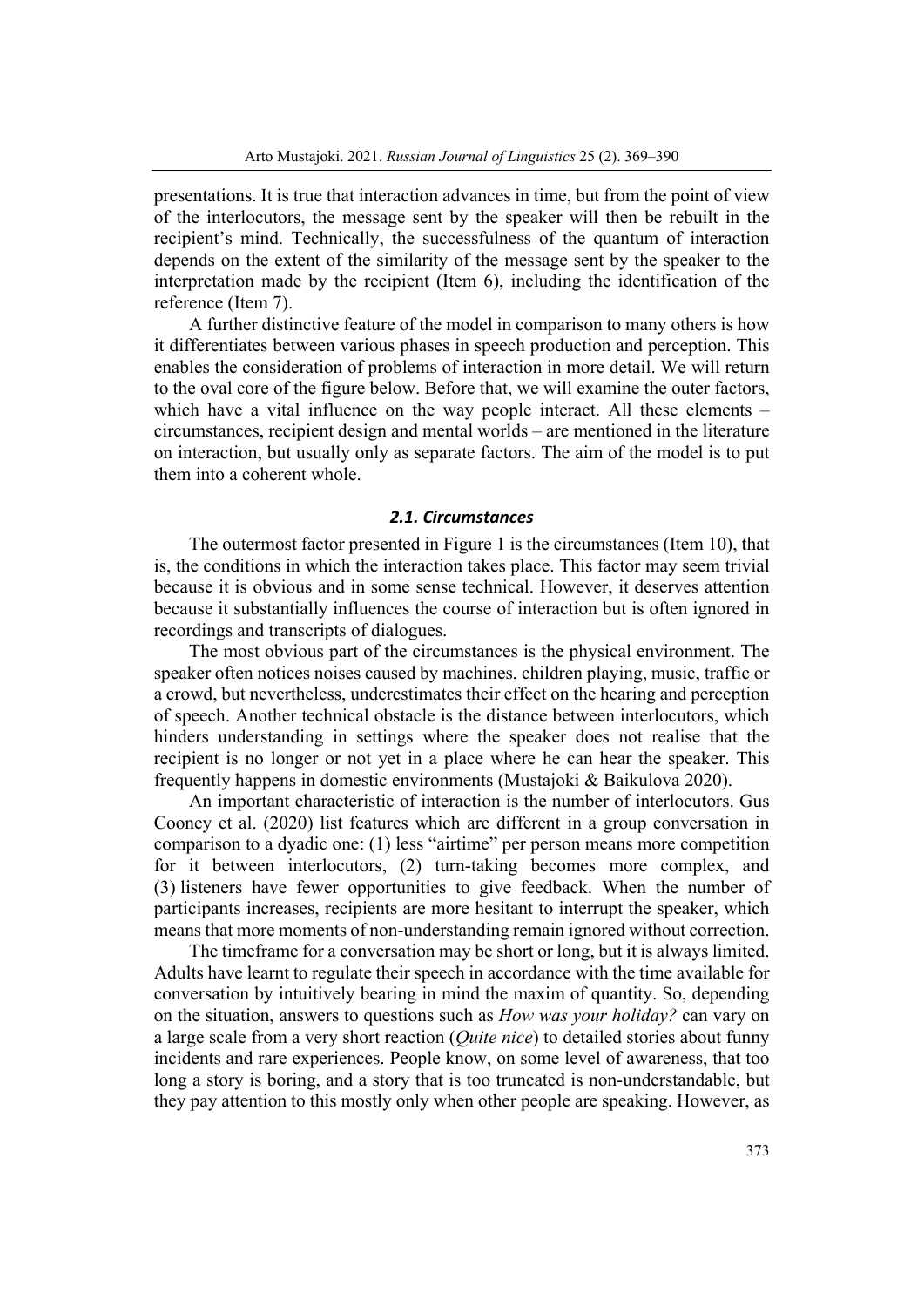presentations. It is true that interaction advances in time, but from the point of view of the interlocutors, the message sent by the speaker will then be rebuilt in the recipient's mind. Technically, the successfulness of the quantum of interaction depends on the extent of the similarity of the message sent by the speaker to the interpretation made by the recipient (Item 6), including the identification of the reference (Item 7).

A further distinctive feature of the model in comparison to many others is how it differentiates between various phases in speech production and perception. This enables the consideration of problems of interaction in more detail. We will return to the oval core of the figure below. Before that, we will examine the outer factors, which have a vital influence on the way people interact. All these elements – circumstances, recipient design and mental worlds – are mentioned in the literature on interaction, but usually only as separate factors. The aim of the model is to put them into a coherent whole.

### *2.1. Circumstances*

The outermost factor presented in Figure 1 is the circumstances (Item 10), that is, the conditions in which the interaction takes place. This factor may seem trivial because it is obvious and in some sense technical. However, it deserves attention because it substantially influences the course of interaction but is often ignored in recordings and transcripts of dialogues.

The most obvious part of the circumstances is the physical environment. The speaker often notices noises caused by machines, children playing, music, traffic or a crowd, but nevertheless, underestimates their effect on the hearing and perception of speech. Another technical obstacle is the distance between interlocutors, which hinders understanding in settings where the speaker does not realise that the recipient is no longer or not yet in a place where he can hear the speaker. This frequently happens in domestic environments (Mustajoki & Baikulova 2020).

An important characteristic of interaction is the number of interlocutors. Gus Cooney et al. (2020) list features which are different in a group conversation in comparison to a dyadic one: (1) less "airtime" per person means more competition for it between interlocutors, (2) turn-taking becomes more complex, and (3) listeners have fewer opportunities to give feedback. When the number of participants increases, recipients are more hesitant to interrupt the speaker, which means that more moments of non-understanding remain ignored without correction.

The timeframe for a conversation may be short or long, but it is always limited. Adults have learnt to regulate their speech in accordance with the time available for conversation by intuitively bearing in mind the maxim of quantity. So, depending on the situation, answers to questions such as *How was your holiday?* can vary on a large scale from a very short reaction (*Quite nice*) to detailed stories about funny incidents and rare experiences. People know, on some level of awareness, that too long a story is boring, and a story that is too truncated is non-understandable, but they pay attention to this mostly only when other people are speaking. However, as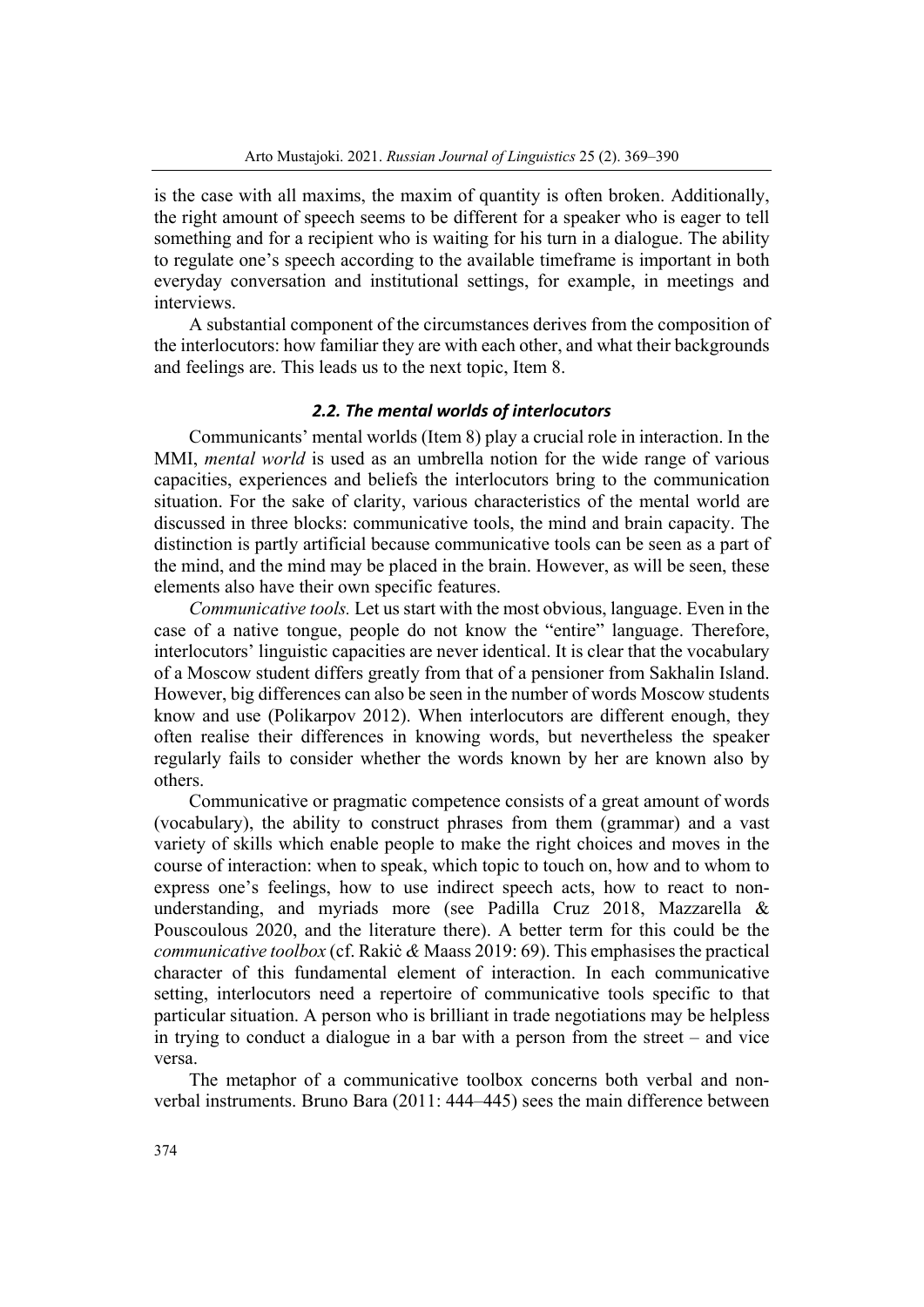is the case with all maxims, the maxim of quantity is often broken. Additionally, the right amount of speech seems to be different for a speaker who is eager to tell something and for a recipient who is waiting for his turn in a dialogue. The ability to regulate one's speech according to the available timeframe is important in both everyday conversation and institutional settings, for example, in meetings and interviews.

A substantial component of the circumstances derives from the composition of the interlocutors: how familiar they are with each other, and what their backgrounds and feelings are. This leads us to the next topic, Item 8.

### *2.2. The mental worlds of interlocutors*

Communicants' mental worlds (Item 8) play a crucial role in interaction. In the MMI, *mental world* is used as an umbrella notion for the wide range of various capacities, experiences and beliefs the interlocutors bring to the communication situation. For the sake of clarity, various characteristics of the mental world are discussed in three blocks: communicative tools, the mind and brain capacity. The distinction is partly artificial because communicative tools can be seen as a part of the mind, and the mind may be placed in the brain. However, as will be seen, these elements also have their own specific features.

*Communicative tools.* Let us start with the most obvious, language. Even in the case of a native tongue, people do not know the "entire" language. Therefore, interlocutors' linguistic capacities are never identical. It is clear that the vocabulary of a Moscow student differs greatly from that of a pensioner from Sakhalin Island. However, big differences can also be seen in the number of words Moscow students know and use (Polikarpov 2012). When interlocutors are different enough, they often realise their differences in knowing words, but nevertheless the speaker regularly fails to consider whether the words known by her are known also by others.

Communicative or pragmatic competence consists of a great amount of words (vocabulary), the ability to construct phrases from them (grammar) and a vast variety of skills which enable people to make the right choices and moves in the course of interaction: when to speak, which topic to touch on, how and to whom to express one's feelings, how to use indirect speech acts, how to react to non-understanding, and myriads more (see Padilla Cruz 2018, Mazzarella & Pouscoulous 2020, and the literature there). A better term for this could be the *communicative toolbox* (cf. Rakić & Maass 2019: 69). This emphasises the practical character of this fundamental element of interaction. In each communicative setting, interlocutors need a repertoire of communicative tools specific to that particular situation. A person who is brilliant in trade negotiations may be helpless in trying to conduct a dialogue in a bar with a person from the street – and vice versa.

The metaphor of a communicative toolbox concerns both verbal and non-verbal instruments. Bruno Bara (2011: 444–445) sees the main difference between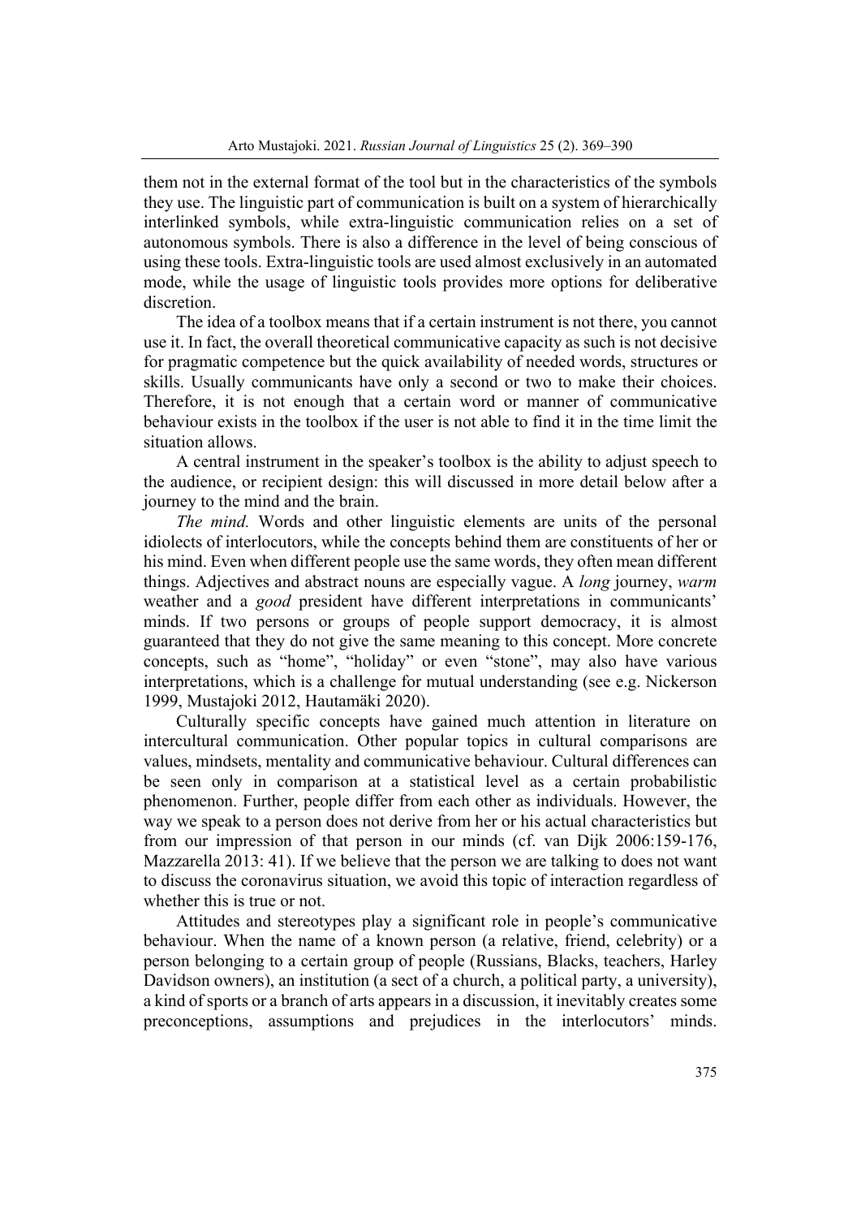them not in the external format of the tool but in the characteristics of the symbols they use. The linguistic part of communication is built on a system of hierarchically interlinked symbols, while extra-linguistic communication relies on a set of autonomous symbols. There is also a difference in the level of being conscious of using these tools. Extra-linguistic tools are used almost exclusively in an automated mode, while the usage of linguistic tools provides more options for deliberative discretion.

The idea of a toolbox means that if a certain instrument is not there, you cannot use it. In fact, the overall theoretical communicative capacity as such is not decisive for pragmatic competence but the quick availability of needed words, structures or skills. Usually communicants have only a second or two to make their choices. Therefore, it is not enough that a certain word or manner of communicative behaviour exists in the toolbox if the user is not able to find it in the time limit the situation allows.

A central instrument in the speaker's toolbox is the ability to adjust speech to the audience, or recipient design: this will discussed in more detail below after a journey to the mind and the brain.

*The mind.* Words and other linguistic elements are units of the personal idiolects of interlocutors, while the concepts behind them are constituents of her or his mind. Even when different people use the same words, they often mean different things. Adjectives and abstract nouns are especially vague. A *long* journey, *warm* weather and a *good* president have different interpretations in communicants' minds. If two persons or groups of people support democracy, it is almost guaranteed that they do not give the same meaning to this concept. More concrete concepts, such as "home", "holiday" or even "stone", may also have various interpretations, which is a challenge for mutual understanding (see e.g. Nickerson 1999, Mustajoki 2012, Hautamäki 2020).

Culturally specific concepts have gained much attention in literature on intercultural communication. Other popular topics in cultural comparisons are values, mindsets, mentality and communicative behaviour. Cultural differences can be seen only in comparison at a statistical level as a certain probabilistic phenomenon. Further, people differ from each other as individuals. However, the way we speak to a person does not derive from her or his actual characteristics but from our impression of that person in our minds (cf. van Dijk 2006:159-176, Mazzarella 2013: 41). If we believe that the person we are talking to does not want to discuss the coronavirus situation, we avoid this topic of interaction regardless of whether this is true or not.

Attitudes and stereotypes play a significant role in people's communicative behaviour. When the name of a known person (a relative, friend, celebrity) or a person belonging to a certain group of people (Russians, Blacks, teachers, Harley Davidson owners), an institution (a sect of a church, a political party, a university), a kind of sports or a branch of arts appears in a discussion, it inevitably creates some preconceptions, assumptions and prejudices in the interlocutors' minds.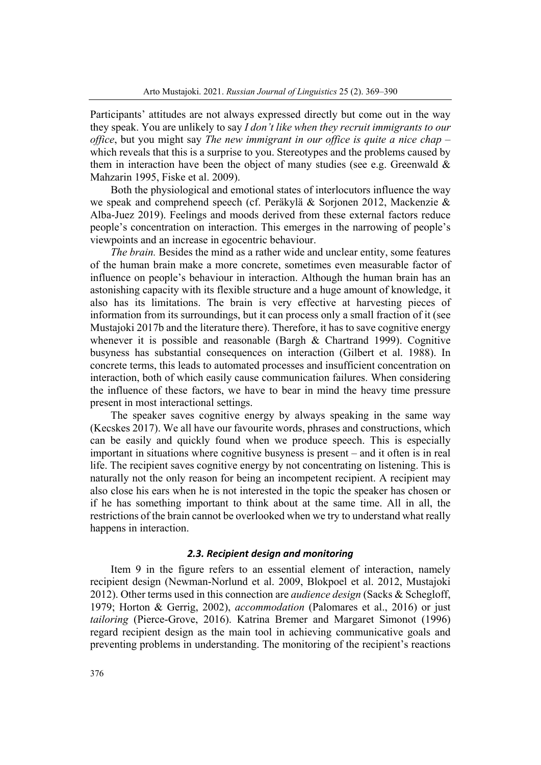Participants' attitudes are not always expressed directly but come out in the way they speak. You are unlikely to say *I don't like when they recruit immigrants to our office*, but you might say *The new immigrant in our office is quite a nice chap* – which reveals that this is a surprise to you. Stereotypes and the problems caused by them in interaction have been the object of many studies (see e.g. Greenwald & Mahzarin 1995, Fiske et al. 2009).

Both the physiological and emotional states of interlocutors influence the way we speak and comprehend speech (cf. Peräkylä & Sorjonen 2012, Mackenzie & Alba-Juez 2019). Feelings and moods derived from these external factors reduce people's concentration on interaction. This emerges in the narrowing of people's viewpoints and an increase in egocentric behaviour.

*The brain.* Besides the mind as a rather wide and unclear entity, some features of the human brain make a more concrete, sometimes even measurable factor of influence on people's behaviour in interaction. Although the human brain has an astonishing capacity with its flexible structure and a huge amount of knowledge, it also has its limitations. The brain is very effective at harvesting pieces of information from its surroundings, but it can process only a small fraction of it (see Mustajoki 2017b and the literature there). Therefore, it has to save cognitive energy whenever it is possible and reasonable (Bargh & Chartrand 1999). Cognitive busyness has substantial consequences on interaction (Gilbert et al. 1988). In concrete terms, this leads to automated processes and insufficient concentration on interaction, both of which easily cause communication failures. When considering the influence of these factors, we have to bear in mind the heavy time pressure present in most interactional settings.

The speaker saves cognitive energy by always speaking in the same way (Kecskes 2017). We all have our favourite words, phrases and constructions, which can be easily and quickly found when we produce speech. This is especially important in situations where cognitive busyness is present – and it often is in real life. The recipient saves cognitive energy by not concentrating on listening. This is naturally not the only reason for being an incompetent recipient. A recipient may also close his ears when he is not interested in the topic the speaker has chosen or if he has something important to think about at the same time. All in all, the restrictions of the brain cannot be overlooked when we try to understand what really happens in interaction.

### *2.3. Recipient design and monitoring*

Item 9 in the figure refers to an essential element of interaction, namely recipient design (Newman-Norlund et al. 2009, Blokpoel et al. 2012, Mustajoki 2012). Other terms used in this connection are *audience design* (Sacks & Schegloff, 1979; Horton & Gerrig, 2002), *accommodation* (Palomares et al., 2016) or just *tailoring* (Pierce-Grove, 2016). Katrina Bremer and Margaret Simonot (1996) regard recipient design as the main tool in achieving communicative goals and preventing problems in understanding. The monitoring of the recipient's reactions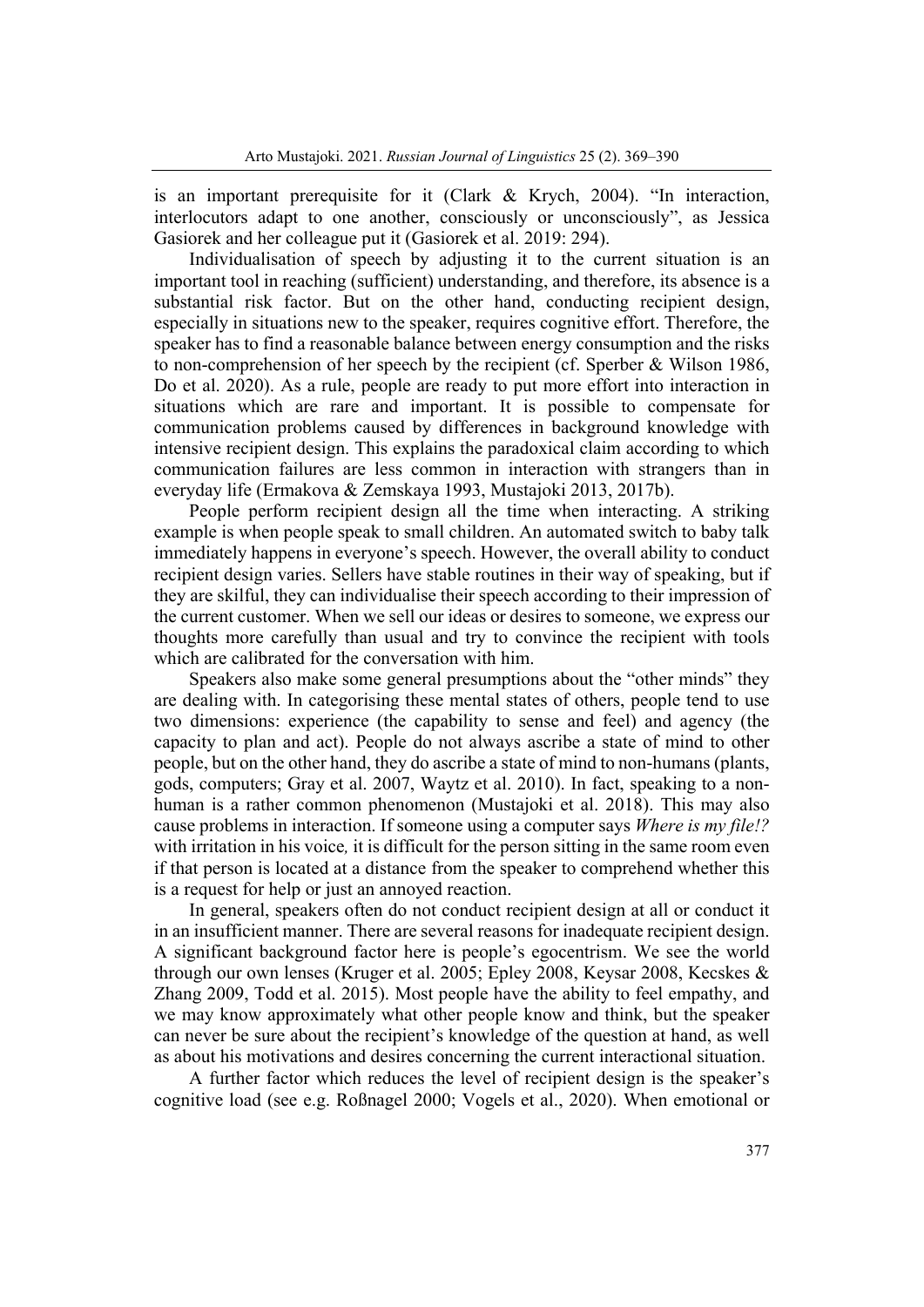is an important prerequisite for it (Clark & Krych, 2004). "In interaction, interlocutors adapt to one another, consciously or unconsciously", as Jessica Gasiorek and her colleague put it (Gasiorek et al. 2019: 294).

Individualisation of speech by adjusting it to the current situation is an important tool in reaching (sufficient) understanding, and therefore, its absence is a substantial risk factor. But on the other hand, conducting recipient design, especially in situations new to the speaker, requires cognitive effort. Therefore, the speaker has to find a reasonable balance between energy consumption and the risks to non-comprehension of her speech by the recipient (cf. Sperber & Wilson 1986, Do et al. 2020). As a rule, people are ready to put more effort into interaction in situations which are rare and important. It is possible to compensate for communication problems caused by differences in background knowledge with intensive recipient design. This explains the paradoxical claim according to which communication failures are less common in interaction with strangers than in everyday life (Ermakova & Zemskaya 1993, Mustajoki 2013, 2017b).

People perform recipient design all the time when interacting. A striking example is when people speak to small children. An automated switch to baby talk immediately happens in everyone's speech. However, the overall ability to conduct recipient design varies. Sellers have stable routines in their way of speaking, but if they are skilful, they can individualise their speech according to their impression of the current customer. When we sell our ideas or desires to someone, we express our thoughts more carefully than usual and try to convince the recipient with tools which are calibrated for the conversation with him.

Speakers also make some general presumptions about the "other minds" they are dealing with. In categorising these mental states of others, people tend to use two dimensions: experience (the capability to sense and feel) and agency (the capacity to plan and act). People do not always ascribe a state of mind to other people, but on the other hand, they do ascribe a state of mind to non-humans (plants, gods, computers; Gray et al. 2007, Waytz et al. 2010). In fact, speaking to a non-human is a rather common phenomenon (Mustajoki et al. 2018). This may also cause problems in interaction. If someone using a computer says *Where is my file!?* with irritation in his voice*,* it is difficult for the person sitting in the same room even if that person is located at a distance from the speaker to comprehend whether this is a request for help or just an annoyed reaction.

In general, speakers often do not conduct recipient design at all or conduct it in an insufficient manner. There are several reasons for inadequate recipient design. A significant background factor here is people's egocentrism. We see the world through our own lenses (Kruger et al. 2005; Epley 2008, Keysar 2008, Kecskes & Zhang 2009, Todd et al. 2015). Most people have the ability to feel empathy, and we may know approximately what other people know and think, but the speaker can never be sure about the recipient's knowledge of the question at hand, as well as about his motivations and desires concerning the current interactional situation.

A further factor which reduces the level of recipient design is the speaker's cognitive load (see e.g. Roßnagel 2000; Vogels et al., 2020). When emotional or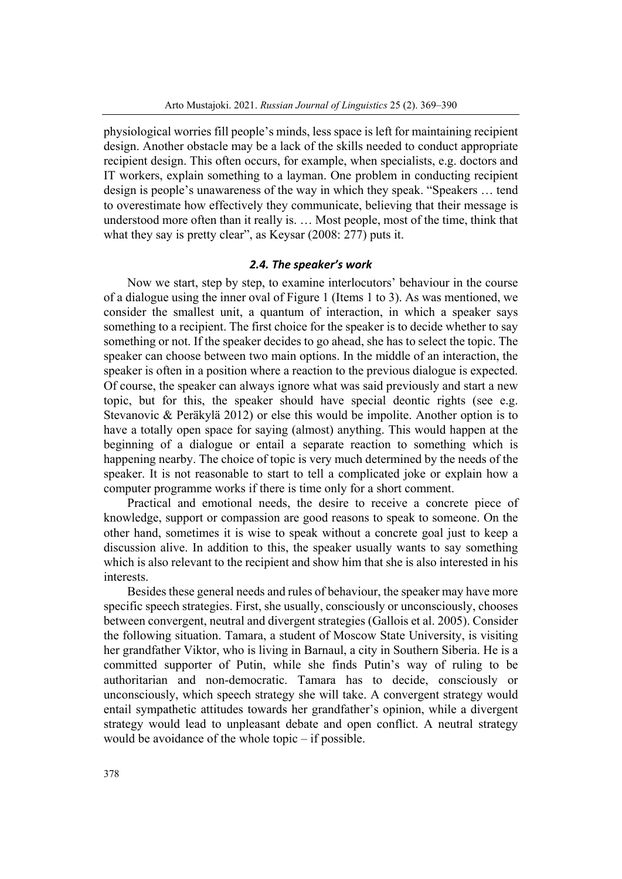physiological worries fill people's minds, less space is left for maintaining recipient design. Another obstacle may be a lack of the skills needed to conduct appropriate recipient design. This often occurs, for example, when specialists, e.g. doctors and IT workers, explain something to a layman. One problem in conducting recipient design is people's unawareness of the way in which they speak. "Speakers … tend to overestimate how effectively they communicate, believing that their message is understood more often than it really is. … Most people, most of the time, think that what they say is pretty clear", as Keysar (2008: 277) puts it.

### *2.4. The speaker's work*

Now we start, step by step, to examine interlocutors' behaviour in the course of a dialogue using the inner oval of Figure 1 (Items 1 to 3). As was mentioned, we consider the smallest unit, a quantum of interaction, in which a speaker says something to a recipient. The first choice for the speaker is to decide whether to say something or not. If the speaker decides to go ahead, she has to select the topic. The speaker can choose between two main options. In the middle of an interaction, the speaker is often in a position where a reaction to the previous dialogue is expected. Of course, the speaker can always ignore what was said previously and start a new topic, but for this, the speaker should have special deontic rights (see e.g. Stevanovic & Peräkylä 2012) or else this would be impolite. Another option is to have a totally open space for saying (almost) anything. This would happen at the beginning of a dialogue or entail a separate reaction to something which is happening nearby. The choice of topic is very much determined by the needs of the speaker. It is not reasonable to start to tell a complicated joke or explain how a computer programme works if there is time only for a short comment.

Practical and emotional needs, the desire to receive a concrete piece of knowledge, support or compassion are good reasons to speak to someone. On the other hand, sometimes it is wise to speak without a concrete goal just to keep a discussion alive. In addition to this, the speaker usually wants to say something which is also relevant to the recipient and show him that she is also interested in his interests.

Besides these general needs and rules of behaviour, the speaker may have more specific speech strategies. First, she usually, consciously or unconsciously, chooses between convergent, neutral and divergent strategies (Gallois et al. 2005). Consider the following situation. Tamara, a student of Moscow State University, is visiting her grandfather Viktor, who is living in Barnaul, a city in Southern Siberia. He is a committed supporter of Putin, while she finds Putin's way of ruling to be authoritarian and non-democratic. Tamara has to decide, consciously or unconsciously, which speech strategy she will take. A convergent strategy would entail sympathetic attitudes towards her grandfather's opinion, while a divergent strategy would lead to unpleasant debate and open conflict. A neutral strategy would be avoidance of the whole topic – if possible.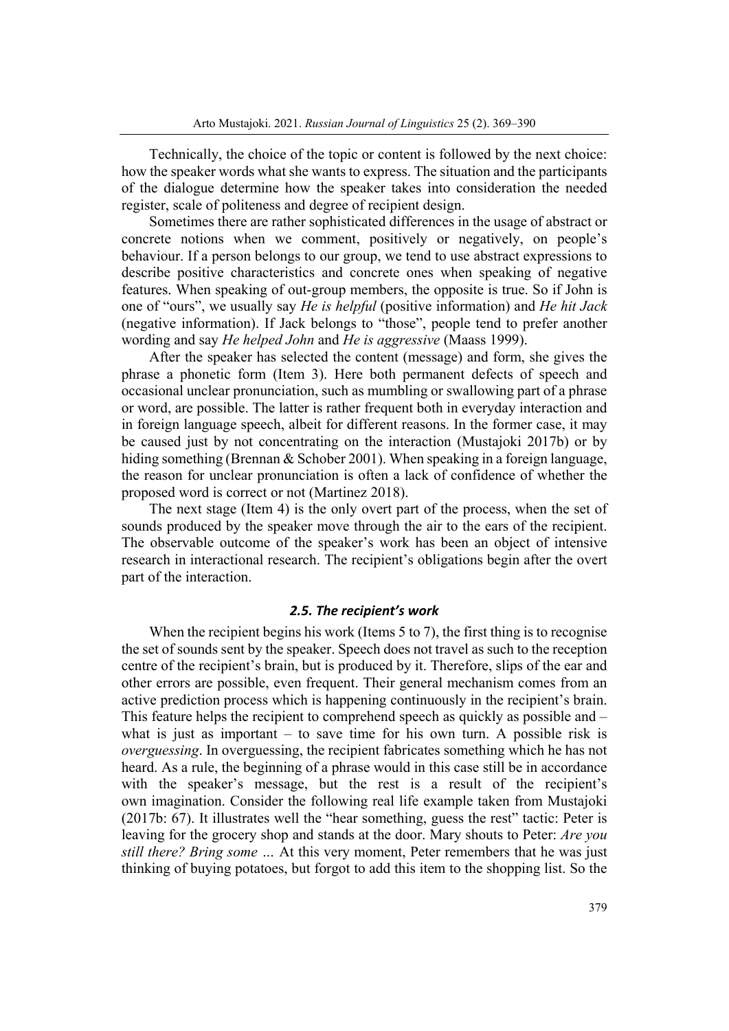Technically, the choice of the topic or content is followed by the next choice: how the speaker words what she wants to express. The situation and the participants of the dialogue determine how the speaker takes into consideration the needed register, scale of politeness and degree of recipient design.

Sometimes there are rather sophisticated differences in the usage of abstract or concrete notions when we comment, positively or negatively, on people's behaviour. If a person belongs to our group, we tend to use abstract expressions to describe positive characteristics and concrete ones when speaking of negative features. When speaking of out-group members, the opposite is true. So if John is one of "ours", we usually say *He is helpful* (positive information) and *He hit Jack* (negative information). If Jack belongs to "those", people tend to prefer another wording and say *He helped John* and *He is aggressive* (Maass 1999).

After the speaker has selected the content (message) and form, she gives the phrase a phonetic form (Item 3). Here both permanent defects of speech and occasional unclear pronunciation, such as mumbling or swallowing part of a phrase or word, are possible. The latter is rather frequent both in everyday interaction and in foreign language speech, albeit for different reasons. In the former case, it may be caused just by not concentrating on the interaction (Mustajoki 2017b) or by hiding something (Brennan & Schober 2001). When speaking in a foreign language, the reason for unclear pronunciation is often a lack of confidence of whether the proposed word is correct or not (Martinez 2018).

The next stage (Item 4) is the only overt part of the process, when the set of sounds produced by the speaker move through the air to the ears of the recipient. The observable outcome of the speaker's work has been an object of intensive research in interactional research. The recipient's obligations begin after the overt part of the interaction.

### *2.5. The recipient's work*

When the recipient begins his work (Items 5 to 7), the first thing is to recognise the set of sounds sent by the speaker. Speech does not travel as such to the reception centre of the recipient's brain, but is produced by it. Therefore, slips of the ear and other errors are possible, even frequent. Their general mechanism comes from an active prediction process which is happening continuously in the recipient's brain. This feature helps the recipient to comprehend speech as quickly as possible and – what is just as important – to save time for his own turn. A possible risk is *overguessing*. In overguessing, the recipient fabricates something which he has not heard. As a rule, the beginning of a phrase would in this case still be in accordance with the speaker's message, but the rest is a result of the recipient's own imagination. Consider the following real life example taken from Mustajoki (2017b: 67). It illustrates well the "hear something, guess the rest" tactic: Peter is leaving for the grocery shop and stands at the door. Mary shouts to Peter: *Are you still there? Bring some …* At this very moment, Peter remembers that he was just thinking of buying potatoes, but forgot to add this item to the shopping list. So the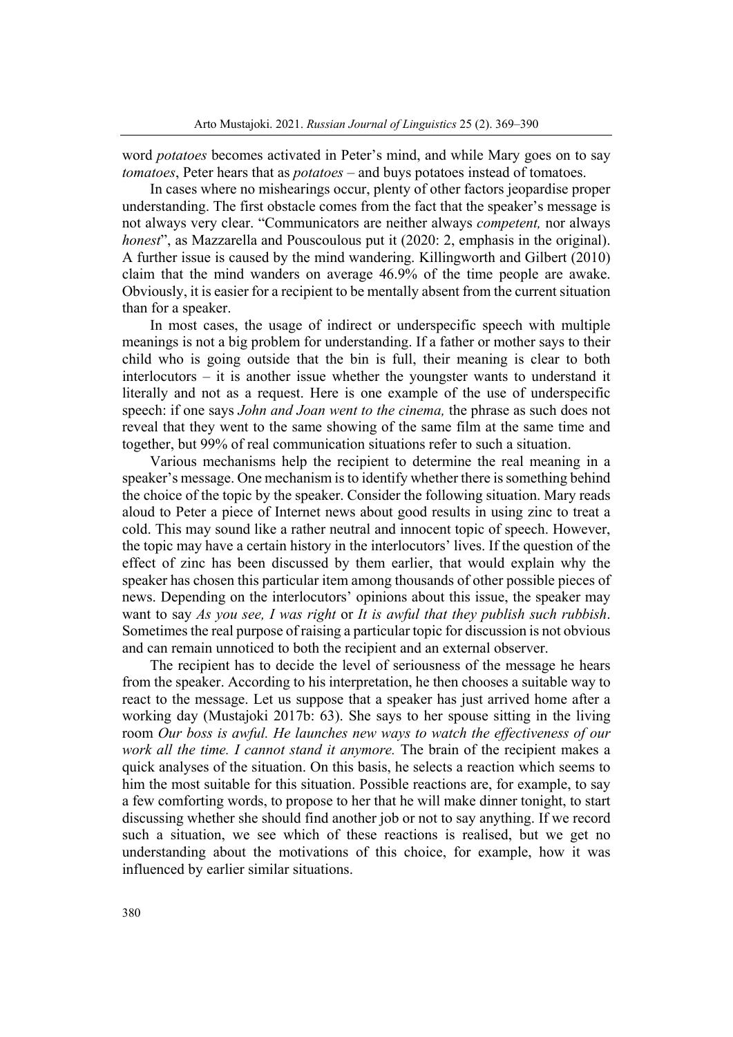word *potatoes* becomes activated in Peter's mind, and while Mary goes on to say *tomatoes*, Peter hears that as *potatoes* – and buys potatoes instead of tomatoes.

In cases where no mishearings occur, plenty of other factors jeopardise proper understanding. The first obstacle comes from the fact that the speaker's message is not always very clear. "Communicators are neither always *competent,* nor always *honest*", as Mazzarella and Pouscoulous put it (2020: 2, emphasis in the original). A further issue is caused by the mind wandering. Killingworth and Gilbert (2010) claim that the mind wanders on average 46.9% of the time people are awake. Obviously, it is easier for a recipient to be mentally absent from the current situation than for a speaker.

In most cases, the usage of indirect or underspecific speech with multiple meanings is not a big problem for understanding. If a father or mother says to their child who is going outside that the bin is full, their meaning is clear to both interlocutors – it is another issue whether the youngster wants to understand it literally and not as a request. Here is one example of the use of underspecific speech: if one says *John and Joan went to the cinema,* the phrase as such does not reveal that they went to the same showing of the same film at the same time and together, but 99% of real communication situations refer to such a situation.

Various mechanisms help the recipient to determine the real meaning in a speaker's message. One mechanism is to identify whether there is something behind the choice of the topic by the speaker. Consider the following situation. Mary reads aloud to Peter a piece of Internet news about good results in using zinc to treat a cold. This may sound like a rather neutral and innocent topic of speech. However, the topic may have a certain history in the interlocutors' lives. If the question of the effect of zinc has been discussed by them earlier, that would explain why the speaker has chosen this particular item among thousands of other possible pieces of news. Depending on the interlocutors' opinions about this issue, the speaker may want to say *As you see, I was right* or *It is awful that they publish such rubbish*. Sometimes the real purpose of raising a particular topic for discussion is not obvious and can remain unnoticed to both the recipient and an external observer.

The recipient has to decide the level of seriousness of the message he hears from the speaker. According to his interpretation, he then chooses a suitable way to react to the message. Let us suppose that a speaker has just arrived home after a working day (Mustajoki 2017b: 63). She says to her spouse sitting in the living room *Our boss is awful. He launches new ways to watch the effectiveness of our work all the time. I cannot stand it anymore.* The brain of the recipient makes a quick analyses of the situation. On this basis, he selects a reaction which seems to him the most suitable for this situation. Possible reactions are, for example, to say a few comforting words, to propose to her that he will make dinner tonight, to start discussing whether she should find another job or not to say anything. If we record such a situation, we see which of these reactions is realised, but we get no understanding about the motivations of this choice, for example, how it was influenced by earlier similar situations.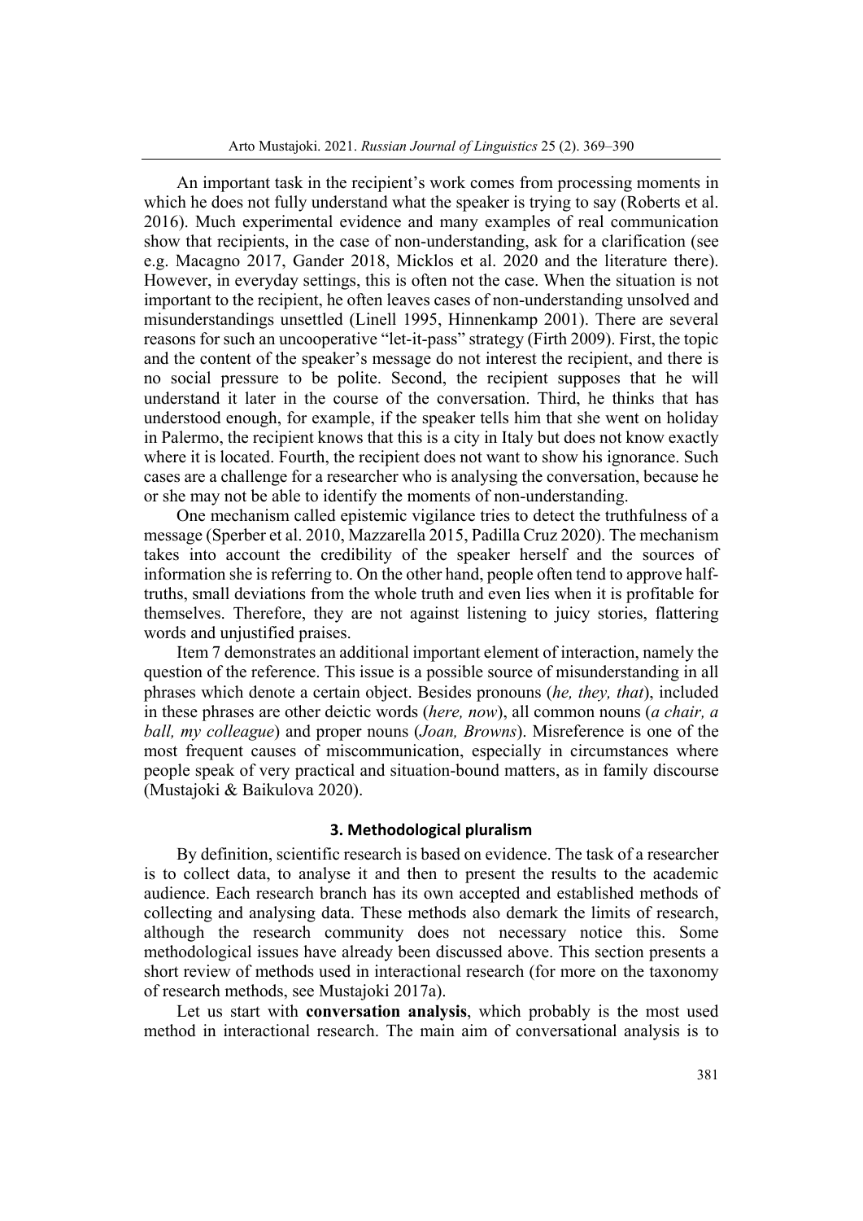An important task in the recipient's work comes from processing moments in which he does not fully understand what the speaker is trying to say (Roberts et al. 2016). Much experimental evidence and many examples of real communication show that recipients, in the case of non-understanding, ask for a clarification (see e.g. Macagno 2017, Gander 2018, Micklos et al. 2020 and the literature there). However, in everyday settings, this is often not the case. When the situation is not important to the recipient, he often leaves cases of non-understanding unsolved and misunderstandings unsettled (Linell 1995, Hinnenkamp 2001). There are several reasons for such an uncooperative "let-it-pass" strategy (Firth 2009). First, the topic and the content of the speaker's message do not interest the recipient, and there is no social pressure to be polite. Second, the recipient supposes that he will understand it later in the course of the conversation. Third, he thinks that has understood enough, for example, if the speaker tells him that she went on holiday in Palermo, the recipient knows that this is a city in Italy but does not know exactly where it is located. Fourth, the recipient does not want to show his ignorance. Such cases are a challenge for a researcher who is analysing the conversation, because he or she may not be able to identify the moments of non-understanding.

One mechanism called epistemic vigilance tries to detect the truthfulness of a message (Sperber et al. 2010, Mazzarella 2015, Padilla Cruz 2020). The mechanism takes into account the credibility of the speaker herself and the sources of information she is referring to. On the other hand, people often tend to approve half-truths, small deviations from the whole truth and even lies when it is profitable for themselves. Therefore, they are not against listening to juicy stories, flattering words and unjustified praises.

Item 7 demonstrates an additional important element of interaction, namely the question of the reference. This issue is a possible source of misunderstanding in all phrases which denote a certain object. Besides pronouns (*he, they, that*), included in these phrases are other deictic words (*here, now*), all common nouns (*a chair, a ball, my colleague*) and proper nouns (*Joan, Browns*). Misreference is one of the most frequent causes of miscommunication, especially in circumstances where people speak of very practical and situation-bound matters, as in family discourse (Mustajoki & Baikulova 2020).

## 3. Methodological pluralism

By definition, scientific research is based on evidence. The task of a researcher is to collect data, to analyse it and then to present the results to the academic audience. Each research branch has its own accepted and established methods of collecting and analysing data. These methods also demark the limits of research, although the research community does not necessary notice this. Some methodological issues have already been discussed above. This section presents a short review of methods used in interactional research (for more on the taxonomy of research methods, see Mustajoki 2017a).

Let us start with **conversation analysis**, which probably is the most used method in interactional research. The main aim of conversational analysis is to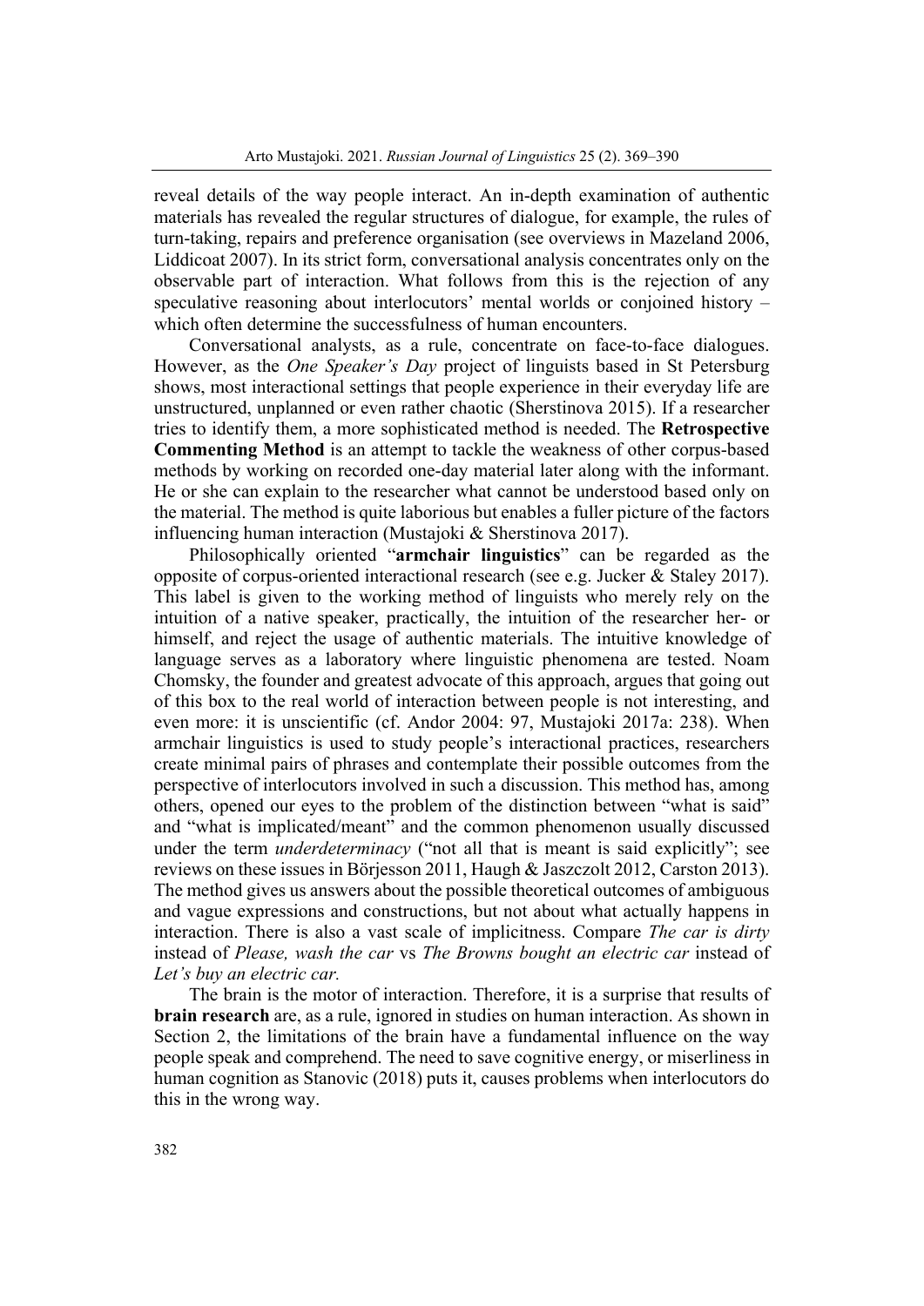reveal details of the way people interact. An in-depth examination of authentic materials has revealed the regular structures of dialogue, for example, the rules of turn-taking, repairs and preference organisation (see overviews in Mazeland 2006, Liddicoat 2007). In its strict form, conversational analysis concentrates only on the observable part of interaction. What follows from this is the rejection of any speculative reasoning about interlocutors' mental worlds or conjoined history – which often determine the successfulness of human encounters.

Conversational analysts, as a rule, concentrate on face-to-face dialogues. However, as the *One Speaker's Day* project of linguists based in St Petersburg shows, most interactional settings that people experience in their everyday life are unstructured, unplanned or even rather chaotic (Sherstinova 2015). If a researcher tries to identify them, a more sophisticated method is needed. The **Retrospective Commenting Method** is an attempt to tackle the weakness of other corpus-based methods by working on recorded one-day material later along with the informant. He or she can explain to the researcher what cannot be understood based only on the material. The method is quite laborious but enables a fuller picture of the factors influencing human interaction (Mustajoki & Sherstinova 2017).

Philosophically oriented "**armchair linguistics**" can be regarded as the opposite of corpus-oriented interactional research (see e.g. Jucker & Staley 2017). This label is given to the working method of linguists who merely rely on the intuition of a native speaker, practically, the intuition of the researcher her- or himself, and reject the usage of authentic materials. The intuitive knowledge of language serves as a laboratory where linguistic phenomena are tested. Noam Chomsky, the founder and greatest advocate of this approach, argues that going out of this box to the real world of interaction between people is not interesting, and even more: it is unscientific (cf. Andor 2004: 97, Mustajoki 2017a: 238). When armchair linguistics is used to study people's interactional practices, researchers create minimal pairs of phrases and contemplate their possible outcomes from the perspective of interlocutors involved in such a discussion. This method has, among others, opened our eyes to the problem of the distinction between "what is said" and "what is implicated/meant" and the common phenomenon usually discussed under the term *underdeterminacy* ("not all that is meant is said explicitly"; see reviews on these issues in Börjesson 2011, Haugh & Jaszczolt 2012, Carston 2013). The method gives us answers about the possible theoretical outcomes of ambiguous and vague expressions and constructions, but not about what actually happens in interaction. There is also a vast scale of implicitness. Compare *The car is dirty* instead of *Please, wash the car* vs *The Browns bought an electric car* instead of *Let's buy an electric car.*

The brain is the motor of interaction. Therefore, it is a surprise that results of **brain research** are, as a rule, ignored in studies on human interaction. As shown in Section 2, the limitations of the brain have a fundamental influence on the way people speak and comprehend. The need to save cognitive energy, or miserliness in human cognition as Stanovic (2018) puts it, causes problems when interlocutors do this in the wrong way.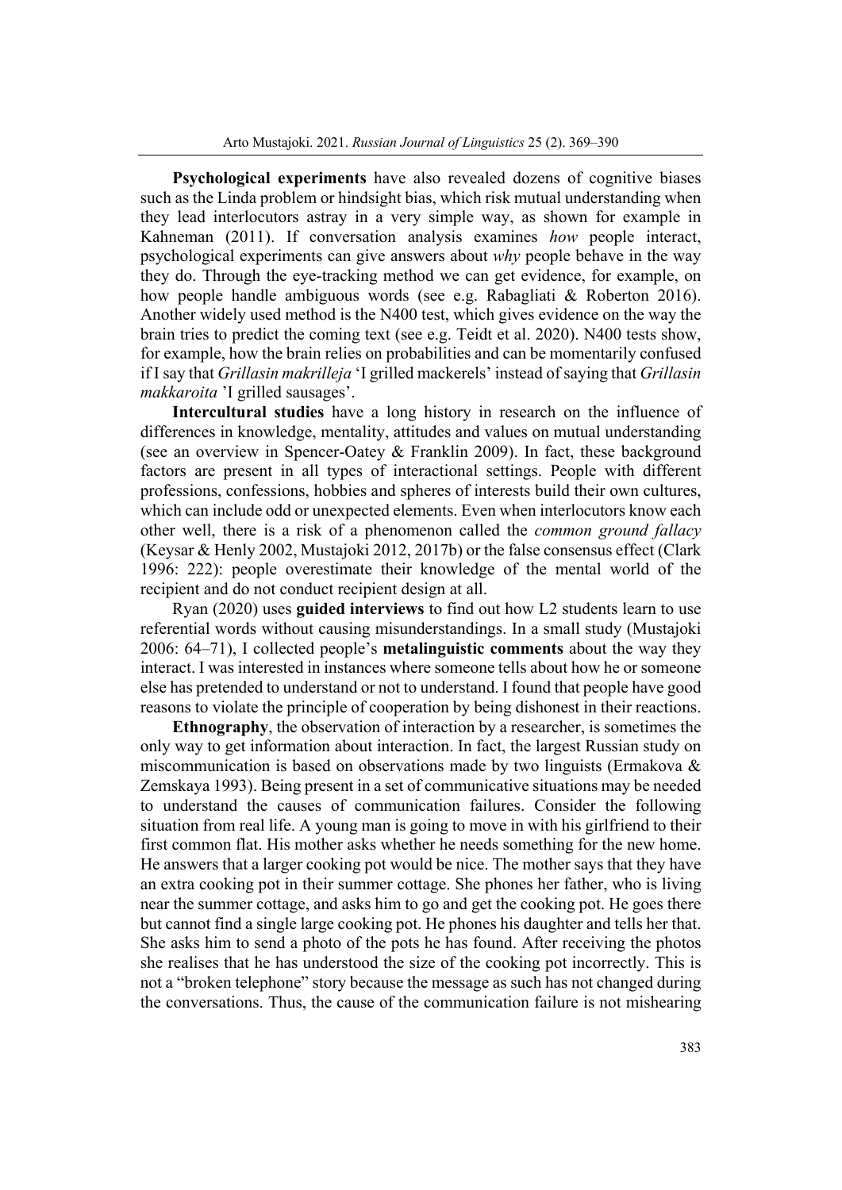**Psychological experiments** have also revealed dozens of cognitive biases such as the Linda problem or hindsight bias, which risk mutual understanding when they lead interlocutors astray in a very simple way, as shown for example in Kahneman (2011). If conversation analysis examines *how* people interact, psychological experiments can give answers about *why* people behave in the way they do. Through the eye-tracking method we can get evidence, for example, on how people handle ambiguous words (see e.g. Rabagliati & Roberton 2016). Another widely used method is the N400 test, which gives evidence on the way the brain tries to predict the coming text (see e.g. Teidt et al. 2020). N400 tests show, for example, how the brain relies on probabilities and can be momentarily confused if I say that *Grillasin makrilleja* 'I grilled mackerels' instead of saying that *Grillasin makkaroita* 'I grilled sausages'.

**Intercultural studies** have a long history in research on the influence of differences in knowledge, mentality, attitudes and values on mutual understanding (see an overview in Spencer-Oatey & Franklin 2009). In fact, these background factors are present in all types of interactional settings. People with different professions, confessions, hobbies and spheres of interests build their own cultures, which can include odd or unexpected elements. Even when interlocutors know each other well, there is a risk of a phenomenon called the *common ground fallacy* (Keysar & Henly 2002, Mustajoki 2012, 2017b) or the false consensus effect (Clark 1996: 222): people overestimate their knowledge of the mental world of the recipient and do not conduct recipient design at all.

Ryan (2020) uses **guided interviews** to find out how L2 students learn to use referential words without causing misunderstandings. In a small study (Mustajoki 2006: 64–71), I collected people's **metalinguistic comments** about the way they interact. I was interested in instances where someone tells about how he or someone else has pretended to understand or not to understand. I found that people have good reasons to violate the principle of cooperation by being dishonest in their reactions.

**Ethnography**, the observation of interaction by a researcher, is sometimes the only way to get information about interaction. In fact, the largest Russian study on miscommunication is based on observations made by two linguists (Ermakova & Zemskaya 1993). Being present in a set of communicative situations may be needed to understand the causes of communication failures. Consider the following situation from real life. A young man is going to move in with his girlfriend to their first common flat. His mother asks whether he needs something for the new home. He answers that a larger cooking pot would be nice. The mother says that they have an extra cooking pot in their summer cottage. She phones her father, who is living near the summer cottage, and asks him to go and get the cooking pot. He goes there but cannot find a single large cooking pot. He phones his daughter and tells her that. She asks him to send a photo of the pots he has found. After receiving the photos she realises that he has understood the size of the cooking pot incorrectly. This is not a "broken telephone" story because the message as such has not changed during the conversations. Thus, the cause of the communication failure is not mishearing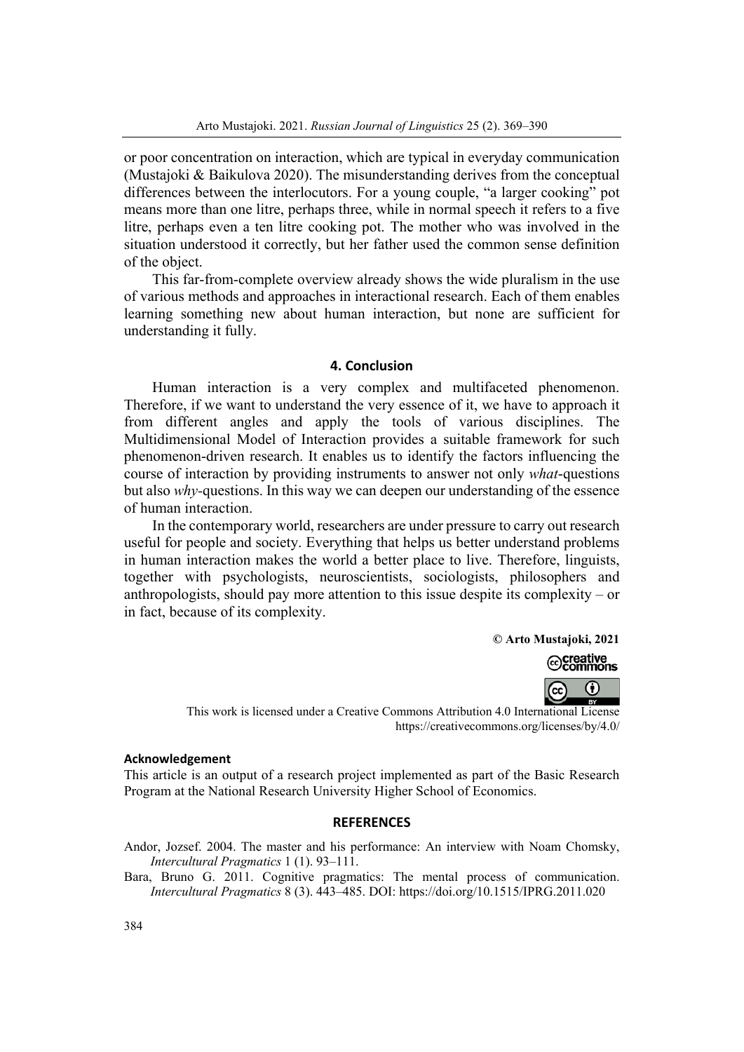or poor concentration on interaction, which are typical in everyday communication (Mustajoki & Baikulova 2020). The misunderstanding derives from the conceptual differences between the interlocutors. For a young couple, "a larger cooking" pot means more than one litre, perhaps three, while in normal speech it refers to a five litre, perhaps even a ten litre cooking pot. The mother who was involved in the situation understood it correctly, but her father used the common sense definition of the object.

This far-from-complete overview already shows the wide pluralism in the use of various methods and approaches in interactional research. Each of them enables learning something new about human interaction, but none are sufficient for understanding it fully.

## 4. Conclusion

Human interaction is a very complex and multifaceted phenomenon. Therefore, if we want to understand the very essence of it, we have to approach it from different angles and apply the tools of various disciplines. The Multidimensional Model of Interaction provides a suitable framework for such phenomenon-driven research. It enables us to identify the factors influencing the course of interaction by providing instruments to answer not only *what*-questions but also *why*-questions. In this way we can deepen our understanding of the essence of human interaction.

In the contemporary world, researchers are under pressure to carry out research useful for people and society. Everything that helps us better understand problems in human interaction makes the world a better place to live. Therefore, linguists, together with psychologists, neuroscientists, sociologists, philosophers and anthropologists, should pay more attention to this issue despite its complexity – or in fact, because of its complexity.

**© Arto Mustajoki, 2021**

This work is licensed under a Creative Commons Attribution 4.0 International License https://creativecommons.org/licenses/by/4.0/

#### Acknowledgement

This article is an output of a research project implemented as part of the Basic Research Program at the National Research University Higher School of Economics.

## REFERENCES

Andor, Jozsef. 2004. The master and his performance: An interview with Noam Chomsky, *Intercultural Pragmatics* 1 (1). 93–111.

Bara, Bruno G. 2011. Cognitive pragmatics: The mental process of communication. *Intercultural Pragmatics* 8 (3). 443–485. DOI: https://doi.org/10.1515/IPRG.2011.020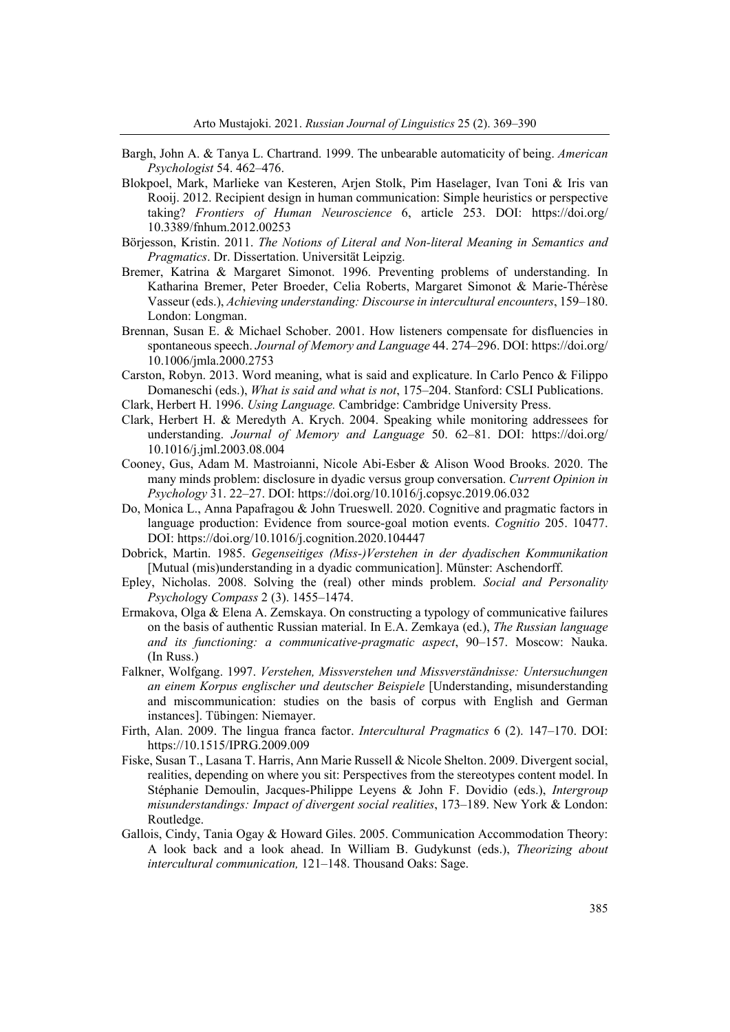Bargh, John A. & Tanya L. Chartrand. 1999. The unbearable automaticity of being. *American Psychologist* 54. 462–476.

Blokpoel, Mark, Marlieke van Kesteren, Arjen Stolk, Pim Haselager, Ivan Toni & Iris van Rooij. 2012. Recipient design in human communication: Simple heuristics or perspective taking? *Frontiers of Human Neuroscience* 6, article 253. DOI: https://doi.org/10.3389/fnhum.2012.00253

Börjesson, Kristin. 2011. *The Notions of Literal and Non-literal Meaning in Semantics and Pragmatics*. Dr. Dissertation. Universität Leipzig.

Bremer, Katrina & Margaret Simonot. 1996. Preventing problems of understanding. In Katharina Bremer, Peter Broeder, Celia Roberts, Margaret Simonot & Marie-Thérèse Vasseur (eds.), *Achieving understanding: Discourse in intercultural encounters*, 159–180. London: Longman.

Brennan, Susan E. & Michael Schober. 2001. How listeners compensate for disfluencies in spontaneous speech. *Journal of Memory and Language* 44. 274–296. DOI: https://doi.org/10.1006/jmla.2000.2753

Carston, Robyn. 2013. Word meaning, what is said and explicature. In Carlo Penco & Filippo Domaneschi (eds.), *What is said and what is not*, 175–204. Stanford: CSLI Publications.

Clark, Herbert H. 1996. *Using Language.* Cambridge: Cambridge University Press.

Clark, Herbert H. & Meredyth A. Krych. 2004. Speaking while monitoring addressees for understanding. *Journal of Memory and Language* 50. 62–81. DOI: https://doi.org/10.1016/j.jml.2003.08.004

Cooney, Gus, Adam M. Mastroianni, Nicole Abi-Esber & Alison Wood Brooks. 2020. The many minds problem: disclosure in dyadic versus group conversation. *Current Opinion in Psychology* 31. 22–27. DOI: https://doi.org/10.1016/j.copsyc.2019.06.032

Do, Monica L., Anna Papafragou & John Trueswell. 2020. Cognitive and pragmatic factors in language production: Evidence from source-goal motion events. *Cognitio* 205. 10477. DOI: https://doi.org/10.1016/j.cognition.2020.104447

Dobrick, Martin. 1985. *Gegenseitiges (Miss-)Verstehen in der dyadischen Kommunikation* [Mutual (mis)understanding in a dyadic communication]. Münster: Aschendorff.

Epley, Nicholas. 2008. Solving the (real) other minds problem. *Social and Personality Psychology Compass* 2 (3). 1455–1474.

Ermakova, Olga & Elena A. Zemskaya. On constructing a typology of communicative failures on the basis of authentic Russian material. In E.A. Zemkaya (ed.), *The Russian language and its functioning: a communicative-pragmatic aspect*, 90–157. Moscow: Nauka. (In Russ.)

Falkner, Wolfgang. 1997. *Verstehen, Missverstehen und Missverständnisse: Untersuchungen an einem Korpus englischer und deutscher Beispiele* [Understanding, misunderstanding and miscommunication: studies on the basis of corpus with English and German instances]. Tübingen: Niemayer.

Firth, Alan. 2009. The lingua franca factor. *Intercultural Pragmatics* 6 (2). 147–170. DOI: https://10.1515/IPRG.2009.009

Fiske, Susan T., Lasana T. Harris, Ann Marie Russell & Nicole Shelton. 2009. Divergent social, realities, depending on where you sit: Perspectives from the stereotypes content model. In Stéphanie Demoulin, Jacques-Philippe Leyens & John F. Dovidio (eds.), *Intergroup misunderstandings: Impact of divergent social realities*, 173–189. New York & London: Routledge.

Gallois, Cindy, Tania Ogay & Howard Giles. 2005. Communication Accommodation Theory: A look back and a look ahead. In William B. Gudykunst (eds.), *Theorizing about intercultural communication,* 121–148. Thousand Oaks: Sage.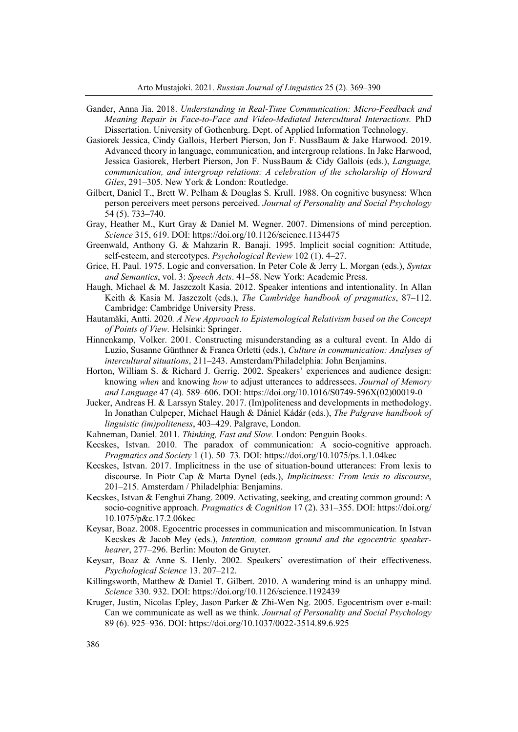Gander, Anna Jia. 2018. *Understanding in Real-Time Communication: Micro-Feedback and Meaning Repair in Face-to-Face and Video-Mediated Intercultural Interactions.* PhD Dissertation. University of Gothenburg. Dept. of Applied Information Technology.

Gasiorek Jessica, Cindy Gallois, Herbert Pierson, Jon F. NussBaum & Jake Harwood. 2019. Advanced theory in language, communication, and intergroup relations. In Jake Harwood, Jessica Gasiorek, Herbert Pierson, Jon F. NussBaum & Cidy Gallois (eds.), *Language, communication, and intergroup relations: A celebration of the scholarship of Howard Giles*, 291–305. New York & London: Routledge.

Gilbert, Daniel T., Brett W. Pelham & Douglas S. Krull. 1988. On cognitive busyness: When person perceivers meet persons perceived. *Journal of Personality and Social Psychology* 54 (5). 733–740.

Gray, Heather M., Kurt Gray & Daniel M. Wegner. 2007. Dimensions of mind perception. *Science* 315, 619. DOI: https://doi.org/10.1126/science.1134475

Greenwald, Anthony G. & Mahzarin R. Banaji. 1995. Implicit social cognition: Attitude, self-esteem, and stereotypes. *Psychological Review* 102 (1). 4–27.

Grice, H. Paul. 1975. Logic and conversation. In Peter Cole & Jerry L. Morgan (eds.), *Syntax and Semantics*, vol. 3: *Speech Acts*. 41–58. New York: Academic Press.

Haugh, Michael & M. Jaszczolt Kasia. 2012. Speaker intentions and intentionality. In Allan Keith & Kasia M. Jaszczolt (eds.), *The Cambridge handbook of pragmatics*, 87–112. Cambridge: Cambridge University Press.

Hautamäki, Antti. 2020*. A New Approach to Epistemological Relativism based on the Concept of Points of View.* Helsinki: Springer.

Hinnenkamp, Volker. 2001. Constructing misunderstanding as a cultural event. In Aldo di Luzio, Susanne Günthner & Franca Orletti (eds.), *Culture in communication: Analyses of intercultural situations*, 211–243. Amsterdam/Philadelphia: John Benjamins.

Horton, William S. & Richard J. Gerrig. 2002. Speakers' experiences and audience design: knowing *when* and knowing *how* to adjust utterances to addressees. *Journal of Memory and Language* 47 (4). 589–606. DOI: https://doi.org/10.1016/S0749-596X(02)00019-0

Jucker, Andreas H. & Larssyn Staley. 2017. (Im)politeness and developments in methodology. In Jonathan Culpeper, Michael Haugh & Dániel Kádár (eds.), *The Palgrave handbook of linguistic (im)politeness*, 403–429. Palgrave, London.

Kahneman, Daniel. 2011. *Thinking, Fast and Slow.* London: Penguin Books.

Kecskes, Istvan. 2010. The paradox of communication: A socio-cognitive approach. *Pragmatics and Society* 1 (1). 50–73. DOI: https://doi.org/10.1075/ps.1.1.04kec

Kecskes, Istvan. 2017. Implicitness in the use of situation-bound utterances: From lexis to discourse. In Piotr Cap & Marta Dynel (eds.), *Implicitness: From lexis to discourse*, 201–215. Amsterdam / Philadelphia: Benjamins.

Kecskes, Istvan & Fenghui Zhang. 2009. Activating, seeking, and creating common ground: A socio-cognitive approach. *Pragmatics & Cognition* 17 (2). 331–355. DOI: https://doi.org/10.1075/p&c.17.2.06kec

Keysar, Boaz. 2008. Egocentric processes in communication and miscommunication. In Istvan Kecskes & Jacob Mey (eds.), *Intention, common ground and the egocentric speaker-hearer*, 277–296. Berlin: Mouton de Gruyter.

Keysar, Boaz & Anne S. Henly. 2002. Speakers' overestimation of their effectiveness. *Psychological Science* 13. 207–212.

Killingsworth, Matthew & Daniel T. Gilbert. 2010. A wandering mind is an unhappy mind. *Science* 330. 932. DOI: https://doi.org/10.1126/science.1192439

Kruger, Justin, Nicolas Epley, Jason Parker & Zhi-Wen Ng. 2005. Egocentrism over e-mail: Can we communicate as well as we think. *Journal of Personality and Social Psychology* 89 (6). 925–936. DOI: https://doi.org/10.1037/0022-3514.89.6.925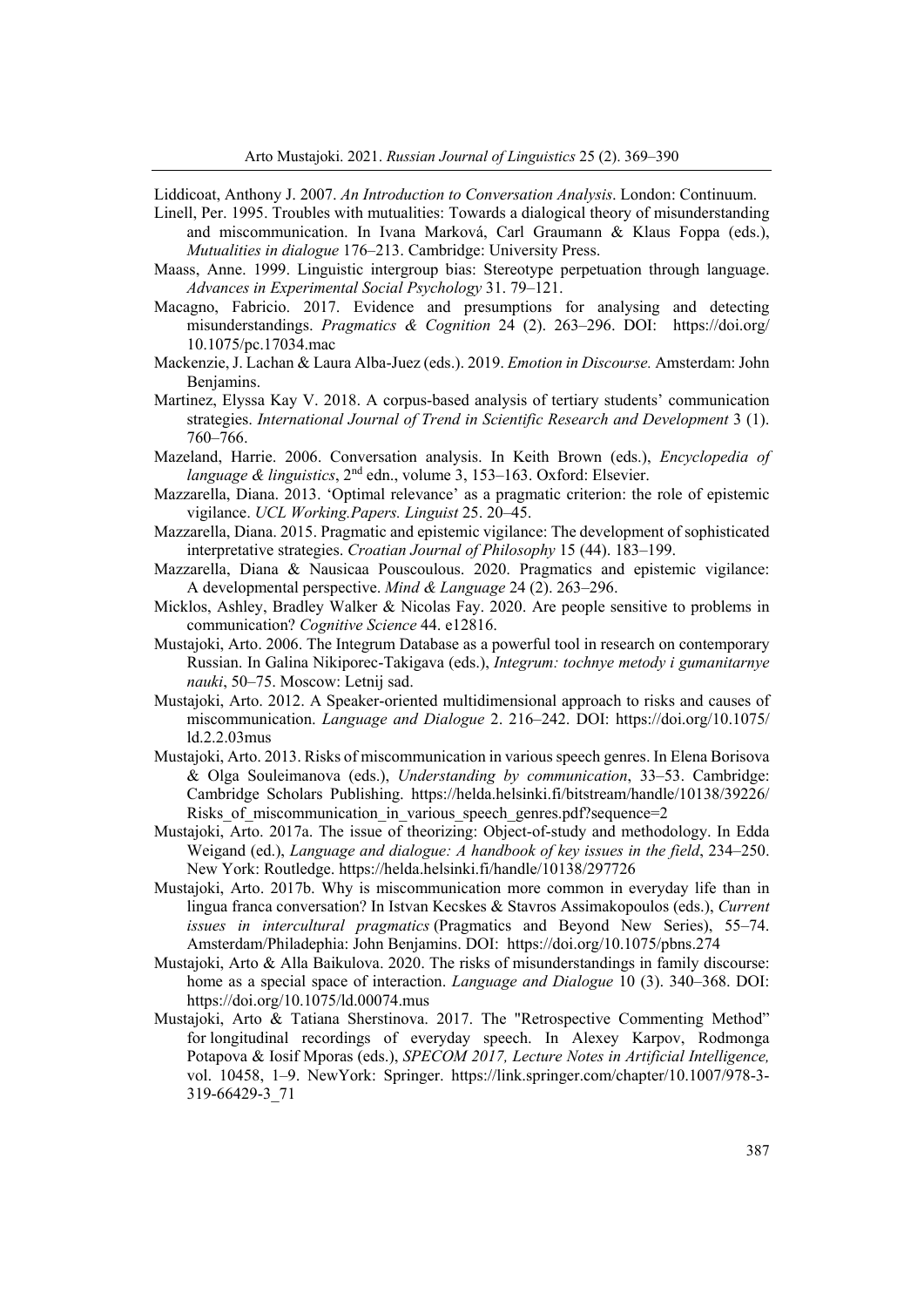Liddicoat, Anthony J. 2007. *An Introduction to Conversation Analysis*. London: Continuum.

Linell, Per. 1995. Troubles with mutualities: Towards a dialogical theory of misunderstanding and miscommunication. In Ivana Marková, Carl Graumann & Klaus Foppa (eds.), *Mutualities in dialogue* 176–213. Cambridge: University Press.

Maass, Anne. 1999. Linguistic intergroup bias: Stereotype perpetuation through language. *Advances in Experimental Social Psychology* 31. 79–121.

Macagno, Fabricio. 2017. Evidence and presumptions for analysing and detecting misunderstandings. *Pragmatics & Cognition* 24 (2). 263–296. DOI: https://doi.org/10.1075/pc.17034.mac

Mackenzie, J. Lachan & Laura Alba-Juez (eds.). 2019. *Emotion in Discourse.* Amsterdam: John Benjamins.

Martinez, Elyssa Kay V. 2018. A corpus-based analysis of tertiary students' communication strategies. *International Journal of Trend in Scientific Research and Development* 3 (1). 760–766.

Mazeland, Harrie. 2006. Conversation analysis. In Keith Brown (eds.), *Encyclopedia of language & linguistics*, 2nd edn., volume 3, 153–163. Oxford: Elsevier.

Mazzarella, Diana. 2013. 'Optimal relevance' as a pragmatic criterion: the role of epistemic vigilance. *UCL Working.Papers. Linguist* 25. 20–45.

Mazzarella, Diana. 2015. Pragmatic and epistemic vigilance: The development of sophisticated interpretative strategies. *Croatian Journal of Philosophy* 15 (44). 183–199.

Mazzarella, Diana & Nausicaa Pouscoulous. 2020. Pragmatics and epistemic vigilance: A developmental perspective. *Mind & Language* 24 (2). 263–296.

Micklos, Ashley, Bradley Walker & Nicolas Fay. 2020. Are people sensitive to problems in communication? *Cognitive Science* 44. e12816.

Mustajoki, Arto. 2006. The Integrum Database as a powerful tool in research on contemporary Russian. In Galina Nikiporec-Takigava (eds.), *Integrum: tochnye metody i gumanitarnye nauki*, 50–75. Moscow: Letnij sad.

Mustajoki, Arto. 2012. A Speaker-oriented multidimensional approach to risks and causes of miscommunication. *Language and Dialogue* 2. 216–242. DOI: https://doi.org/10.1075/ld.2.2.03mus

Mustajoki, Arto. 2013. Risks of miscommunication in various speech genres. In Elena Borisova & Olga Souleimanova (eds.), *Understanding by communication*, 33–53. Cambridge: Cambridge Scholars Publishing. https://helda.helsinki.fi/bitstream/handle/10138/39226/Risks_of_miscommunication_in_various_speech_genres.pdf?sequence=2

Mustajoki, Arto. 2017a. The issue of theorizing: Object-of-study and methodology. In Edda Weigand (ed.), *Language and dialogue: A handbook of key issues in the field*, 234–250. New York: Routledge. https://helda.helsinki.fi/handle/10138/297726

Mustajoki, Arto. 2017b. Why is miscommunication more common in everyday life than in lingua franca conversation? In Istvan Kecskes & Stavros Assimakopoulos (eds.), *Current issues in intercultural pragmatics* (Pragmatics and Beyond New Series), 55–74. Amsterdam/Philadephia: John Benjamins. DOI: https://doi.org/10.1075/pbns.274

Mustajoki, Arto & Alla Baikulova. 2020. The risks of misunderstandings in family discourse: home as a special space of interaction. *Language and Dialogue* 10 (3). 340–368. DOI: https://doi.org/10.1075/ld.00074.mus

Mustajoki, Arto & Tatiana Sherstinova. 2017. The "Retrospective Commenting Method" for longitudinal recordings of everyday speech. In Alexey Karpov, Rodmonga Potapova & Iosif Mporas (eds.), *SPECOM 2017, Lecture Notes in Artificial Intelligence,* vol. 10458, 1–9. NewYork: Springer. https://link.springer.com/chapter/10.1007/978-3-319-66429-3_71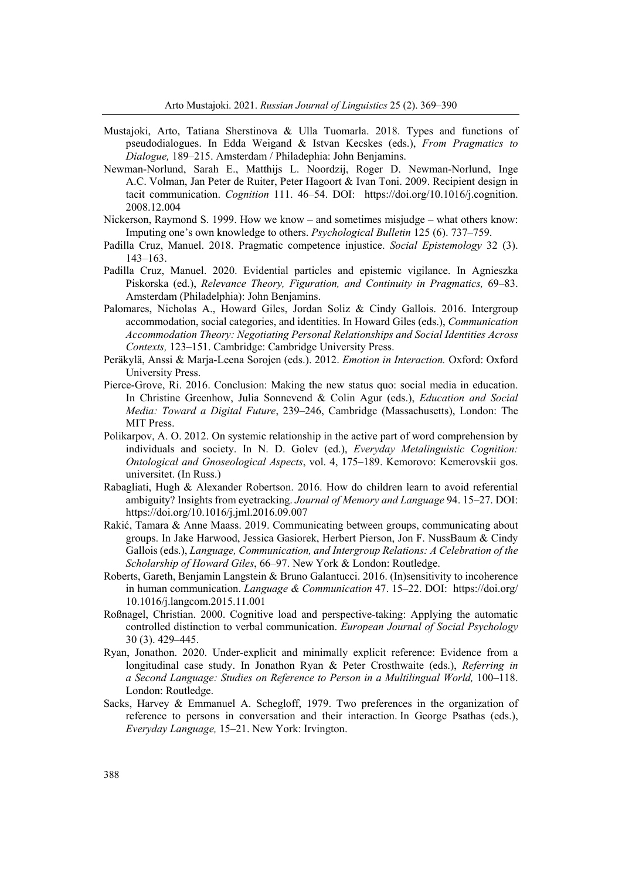Mustajoki, Arto, Tatiana Sherstinova & Ulla Tuomarla. 2018. Types and functions of pseudodialogues. In Edda Weigand & Istvan Kecskes (eds.), *From Pragmatics to Dialogue,* 189–215. Amsterdam / Philadephia: John Benjamins.

Newman-Norlund, Sarah E., Matthijs L. Noordzij, Roger D. Newman-Norlund, Inge A.C. Volman, Jan Peter de Ruiter, Peter Hagoort & Ivan Toni. 2009. Recipient design in tacit communication. *Cognition* 111. 46–54. DOI: https://doi.org/10.1016/j.cognition.2008.12.004

Nickerson, Raymond S. 1999. How we know – and sometimes misjudge – what others know: Imputing one's own knowledge to others. *Psychological Bulletin* 125 (6). 737–759.

Padilla Cruz, Manuel. 2018. Pragmatic competence injustice. *Social Epistemology* 32 (3). 143–163.

Padilla Cruz, Manuel. 2020. Evidential particles and epistemic vigilance. In Agnieszka Piskorska (ed.), *Relevance Theory, Figuration, and Continuity in Pragmatics,* 69–83. Amsterdam (Philadelphia): John Benjamins.

Palomares, Nicholas A., Howard Giles, Jordan Soliz & Cindy Gallois. 2016. Intergroup accommodation, social categories, and identities. In Howard Giles (eds.), *Communication Accommodation Theory: Negotiating Personal Relationships and Social Identities Across Contexts,* 123–151. Cambridge: Cambridge University Press.

Peräkylä, Anssi & Marja-Leena Sorojen (eds.). 2012. *Emotion in Interaction.* Oxford: Oxford University Press.

Pierce-Grove, Ri. 2016. Conclusion: Making the new status quo: social media in education. In Christine Greenhow, Julia Sonnevend & Colin Agur (eds.), *Education and Social Media: Toward a Digital Future*, 239–246, Cambridge (Massachusetts), London: The MIT Press.

Polikarpov, A. O. 2012. On systemic relationship in the active part of word comprehension by individuals and society. In N. D. Golev (ed.), *Everyday Metalinguistic Cognition: Ontological and Gnoseological Aspects*, vol. 4, 175–189. Kemorovo: Kemerovskii gos. universitet. (In Russ.)

Rabagliati, Hugh & Alexander Robertson. 2016. How do children learn to avoid referential ambiguity? Insights from eyetracking. *Journal of Memory and Language* 94. 15–27. DOI: https://doi.org/10.1016/j.jml.2016.09.007

Rakić, Tamara & Anne Maass. 2019. Communicating between groups, communicating about groups. In Jake Harwood, Jessica Gasiorek, Herbert Pierson, Jon F. NussBaum & Cindy Gallois (eds.), *Language, Communication, and Intergroup Relations: A Celebration of the Scholarship of Howard Giles*, 66–97. New York & London: Routledge.

Roberts, Gareth, Benjamin Langstein & Bruno Galantucci. 2016. (In)sensitivity to incoherence in human communication. *Language & Communication* 47. 15–22. DOI: https://doi.org/10.1016/j.langcom.2015.11.001

Roßnagel, Christian. 2000. Cognitive load and perspective-taking: Applying the automatic controlled distinction to verbal communication. *European Journal of Social Psychology* 30 (3). 429–445.

Ryan, Jonathon. 2020. Under-explicit and minimally explicit reference: Evidence from a longitudinal case study. In Jonathon Ryan & Peter Crosthwaite (eds.), *Referring in a Second Language: Studies on Reference to Person in a Multilingual World,* 100–118. London: Routledge.

Sacks, Harvey & Emmanuel A. Schegloff, 1979. Two preferences in the organization of reference to persons in conversation and their interaction. In George Psathas (eds.), *Everyday Language,* 15–21. New York: Irvington.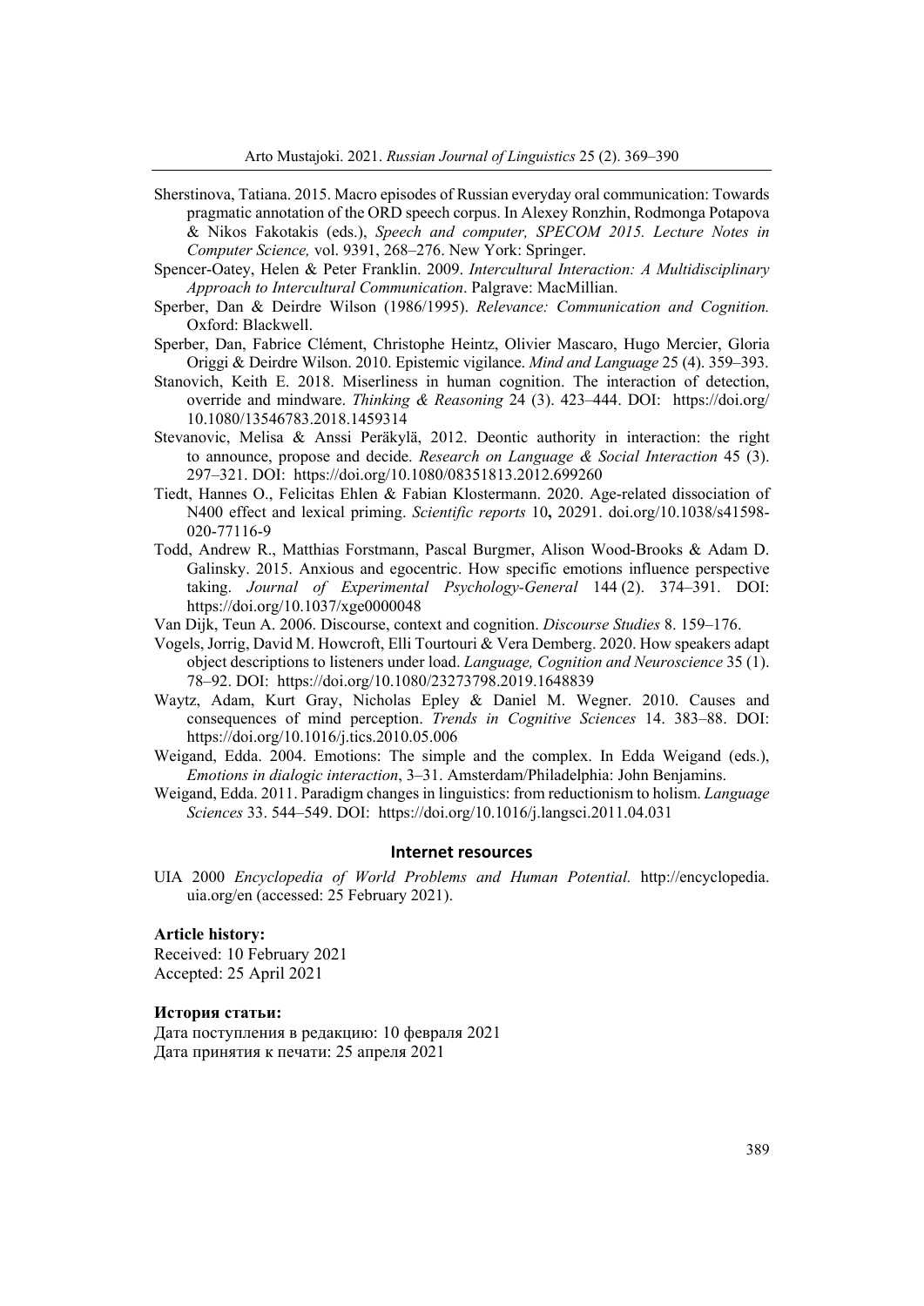Sherstinova, Tatiana. 2015. Macro episodes of Russian everyday oral communication: Towards pragmatic annotation of the ORD speech corpus. In Alexey Ronzhin, Rodmonga Potapova & Nikos Fakotakis (eds.), *Speech and computer, SPECOM 2015. Lecture Notes in Computer Science,* vol. 9391, 268–276. New York: Springer.

Spencer-Oatey, Helen & Peter Franklin. 2009. *Intercultural Interaction: A Multidisciplinary Approach to Intercultural Communication*. Palgrave: MacMillian.

Sperber, Dan & Deirdre Wilson (1986/1995). *Relevance: Communication and Cognition.* Oxford: Blackwell.

Sperber, Dan, Fabrice Clément, Christophe Heintz, Olivier Mascaro, Hugo Mercier, Gloria Origgi & Deirdre Wilson. 2010. Epistemic vigilance. *Mind and Language* 25 (4). 359–393.

Stanovich, Keith E. 2018. Miserliness in human cognition. The interaction of detection, override and mindware. *Thinking & Reasoning* 24 (3). 423–444. DOI: https://doi.org/10.1080/13546783.2018.1459314

Stevanovic, Melisa & Anssi Peräkylä, 2012. Deontic authority in interaction: the right to announce, propose and decide. *Research on Language & Social Interaction* 45 (3). 297–321. DOI: https://doi.org/10.1080/08351813.2012.699260

Tiedt, Hannes O., Felicitas Ehlen & Fabian Klostermann. 2020. Age-related dissociation of N400 effect and lexical priming. *Scientific reports* 10**,** 20291. doi.org/10.1038/s41598-020-77116-9

Todd, Andrew R., Matthias Forstmann, Pascal Burgmer, Alison Wood-Brooks & Adam D. Galinsky. 2015. Anxious and egocentric. How specific emotions influence perspective taking. *Journal of Experimental Psychology-General* 144 (2). 374–391. DOI: https://doi.org/10.1037/xge0000048

Van Dijk, Teun A. 2006. Discourse, context and cognition. *Discourse Studies* 8. 159–176.

Vogels, Jorrig, David M. Howcroft, Elli Tourtouri & Vera Demberg. 2020. How speakers adapt object descriptions to listeners under load. *Language, Cognition and Neuroscience* 35 (1). 78–92. DOI: https://doi.org/10.1080/23273798.2019.1648839

Waytz, Adam, Kurt Gray, Nicholas Epley & Daniel M. Wegner. 2010. Causes and consequences of mind perception. *Trends in Cognitive Sciences* 14. 383–88. DOI: https://doi.org/10.1016/j.tics.2010.05.006

Weigand, Edda. 2004. Emotions: The simple and the complex. In Edda Weigand (eds.), *Emotions in dialogic interaction*, 3–31. Amsterdam/Philadelphia: John Benjamins.

Weigand, Edda. 2011. Paradigm changes in linguistics: from reductionism to holism. *Language Sciences* 33. 544–549. DOI: https://doi.org/10.1016/j.langsci.2011.04.031

## Internet resources

UIA 2000 *Encyclopedia of World Problems and Human Potential.* http://encyclopedia.uia.org/en (accessed: 25 February 2021).

**Article history:**
Received: 10 February 2021
Accepted: 25 April 2021

**История статьи:**
Дата поступления в редакцию: 10 февраля 2021
Дата принятия к печати: 25 апреля 2021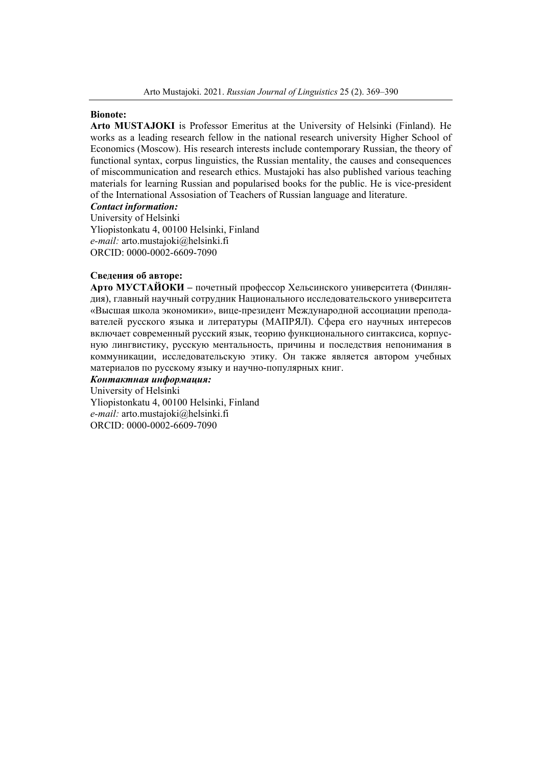**Bionote:**

**Arto MUSTAJOKI** is Professor Emeritus at the University of Helsinki (Finland). He works as a leading research fellow in the national research university Higher School of Economics (Moscow). His research interests include contemporary Russian, the theory of functional syntax, corpus linguistics, the Russian mentality, the causes and consequences of miscommunication and research ethics. Mustajoki has also published various teaching materials for learning Russian and popularised books for the public. He is vice-president of the International Assosiation of Teachers of Russian language and literature.

***Contact information:***

University of Helsinki
Yliopistonkatu 4, 00100 Helsinki, Finland
*e-mail:* arto.mustajoki@helsinki.fi
ORCID: 0000-0002-6609-7090

**Сведения об авторе:**

**Арто МУСТАЙОКИ –** почетный профессор Хельсинского университета (Финляндия), главный научный сотрудник Национального исследовательского университета «Высшая школа экономики», вице-президент Международной ассоциации преподавателей русского языка и литературы (МАПРЯЛ). Сфера его научных интересов включает современный русский язык, теорию функционального синтаксиса, корпусную лингвистику, русскую ментальность, причины и последствия непонимания в коммуникации, исследовательскую этику. Он также является автором учебных материалов по русскому языку и научно-популярных книг.

***Контактная информация:***

University of Helsinki
Yliopistonkatu 4, 00100 Helsinki, Finland
*e-mail:* arto.mustajoki@helsinki.fi
ORCID: 0000-0002-6609-7090